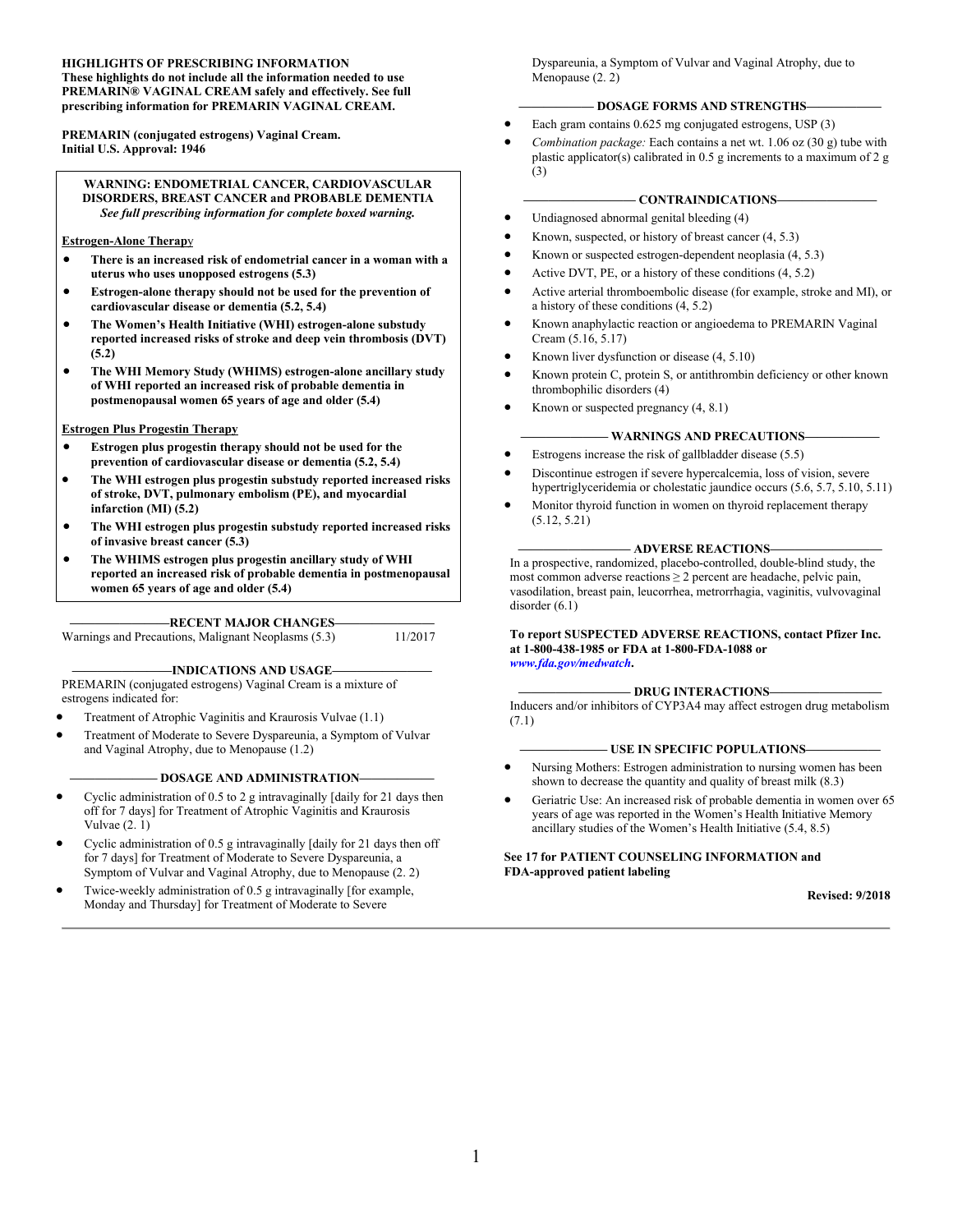**HIGHLIGHTS OF PRESCRIBING INFORMATION**
**These highlights do not include all the information needed to use PREMARIN® VAGINAL CREAM safely and effectively. See full prescribing information for PREMARIN VAGINAL CREAM.**

**PREMARIN (conjugated estrogens) Vaginal Cream.**
**Initial U.S. Approval: 1946**

> **WARNING: ENDOMETRIAL CANCER, CARDIOVASCULAR DISORDERS, BREAST CANCER and PROBABLE DEMENTIA**
> ***See full prescribing information for complete boxed warning.***
>
> **Estrogen-Alone Therapy**
> - **There is an increased risk of endometrial cancer in a woman with a uterus who uses unopposed estrogens (5.3)**
> - **Estrogen-alone therapy should not be used for the prevention of cardiovascular disease or dementia (5.2, 5.4)**
> - **The Women's Health Initiative (WHI) estrogen-alone substudy reported increased risks of stroke and deep vein thrombosis (DVT) (5.2)**
> - **The WHI Memory Study (WHIMS) estrogen-alone ancillary study of WHI reported an increased risk of probable dementia in postmenopausal women 65 years of age and older (5.4)**
>
> **Estrogen Plus Progestin Therapy**
> - **Estrogen plus progestin therapy should not be used for the prevention of cardiovascular disease or dementia (5.2, 5.4)**
> - **The WHI estrogen plus progestin substudy reported increased risks of stroke, DVT, pulmonary embolism (PE), and myocardial infarction (MI) (5.2)**
> - **The WHI estrogen plus progestin substudy reported increased risks of invasive breast cancer (5.3)**
> - **The WHIMS estrogen plus progestin ancillary study of WHI reported an increased risk of probable dementia in postmenopausal women 65 years of age and older (5.4)**

## RECENT MAJOR CHANGES

Warnings and Precautions, Malignant Neoplasms (5.3) 11/2017

## INDICATIONS AND USAGE

PREMARIN (conjugated estrogens) Vaginal Cream is a mixture of estrogens indicated for:

- Treatment of Atrophic Vaginitis and Kraurosis Vulvae (1.1)
- Treatment of Moderate to Severe Dyspareunia, a Symptom of Vulvar and Vaginal Atrophy, due to Menopause (1.2)

## DOSAGE AND ADMINISTRATION

- Cyclic administration of 0.5 to 2 g intravaginally [daily for 21 days then off for 7 days] for Treatment of Atrophic Vaginitis and Kraurosis Vulvae (2. 1)
- Cyclic administration of 0.5 g intravaginally [daily for 21 days then off for 7 days] for Treatment of Moderate to Severe Dyspareunia, a Symptom of Vulvar and Vaginal Atrophy, due to Menopause (2. 2)
- Twice-weekly administration of 0.5 g intravaginally [for example, Monday and Thursday] for Treatment of Moderate to Severe Dyspareunia, a Symptom of Vulvar and Vaginal Atrophy, due to Menopause (2. 2)

## DOSAGE FORMS AND STRENGTHS

- Each gram contains 0.625 mg conjugated estrogens, USP (3)
- *Combination package:* Each contains a net wt. 1.06 oz (30 g) tube with plastic applicator(s) calibrated in 0.5 g increments to a maximum of 2 g (3)

## CONTRAINDICATIONS

- Undiagnosed abnormal genital bleeding (4)
- Known, suspected, or history of breast cancer (4, 5.3)
- Known or suspected estrogen-dependent neoplasia (4, 5.3)
- Active DVT, PE, or a history of these conditions (4, 5.2)
- Active arterial thromboembolic disease (for example, stroke and MI), or a history of these conditions (4, 5.2)
- Known anaphylactic reaction or angioedema to PREMARIN Vaginal Cream (5.16, 5.17)
- Known liver dysfunction or disease (4, 5.10)
- Known protein C, protein S, or antithrombin deficiency or other known thrombophilic disorders (4)
- Known or suspected pregnancy (4, 8.1)

## WARNINGS AND PRECAUTIONS

- Estrogens increase the risk of gallbladder disease (5.5)
- Discontinue estrogen if severe hypercalcemia, loss of vision, severe hypertriglyceridemia or cholestatic jaundice occurs (5.6, 5.7, 5.10, 5.11)
- Monitor thyroid function in women on thyroid replacement therapy (5.12, 5.21)

## ADVERSE REACTIONS

In a prospective, randomized, placebo-controlled, double-blind study, the most common adverse reactions ≥ 2 percent are headache, pelvic pain, vasodilation, breast pain, leucorrhea, metrorrhagia, vaginitis, vulvovaginal disorder (6.1)

**To report SUSPECTED ADVERSE REACTIONS, contact Pfizer Inc. at 1-800-438-1985 or FDA at 1-800-FDA-1088 or *www.fda.gov/medwatch*.**

## DRUG INTERACTIONS

Inducers and/or inhibitors of CYP3A4 may affect estrogen drug metabolism (7.1)

## USE IN SPECIFIC POPULATIONS

- Nursing Mothers: Estrogen administration to nursing women has been shown to decrease the quantity and quality of breast milk (8.3)
- Geriatric Use: An increased risk of probable dementia in women over 65 years of age was reported in the Women's Health Initiative Memory ancillary studies of the Women's Health Initiative (5.4, 8.5)

**See 17 for PATIENT COUNSELING INFORMATION and FDA-approved patient labeling**

**Revised: 9/2018**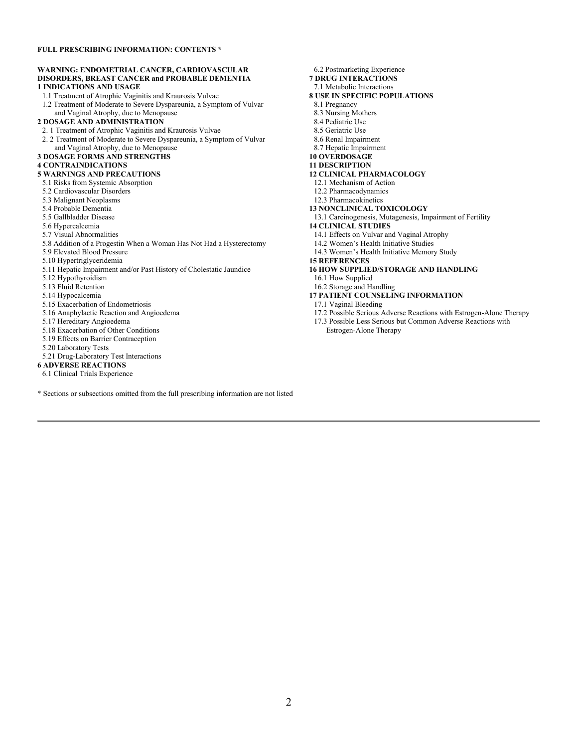**FULL PRESCRIBING INFORMATION: CONTENTS ***

**WARNING: ENDOMETRIAL CANCER, CARDIOVASCULAR DISORDERS, BREAST CANCER and PROBABLE DEMENTIA**

**1 INDICATIONS AND USAGE**
- 1.1 Treatment of Atrophic Vaginitis and Kraurosis Vulvae
- 1.2 Treatment of Moderate to Severe Dyspareunia, a Symptom of Vulvar and Vaginal Atrophy, due to Menopause

**2 DOSAGE AND ADMINISTRATION**
- 2. 1 Treatment of Atrophic Vaginitis and Kraurosis Vulvae
- 2. 2 Treatment of Moderate to Severe Dyspareunia, a Symptom of Vulvar and Vaginal Atrophy, due to Menopause

**3 DOSAGE FORMS AND STRENGTHS**

**4 CONTRAINDICATIONS**

**5 WARNINGS AND PRECAUTIONS**
- 5.1 Risks from Systemic Absorption
- 5.2 Cardiovascular Disorders
- 5.3 Malignant Neoplasms
- 5.4 Probable Dementia
- 5.5 Gallbladder Disease
- 5.6 Hypercalcemia
- 5.7 Visual Abnormalities
- 5.8 Addition of a Progestin When a Woman Has Not Had a Hysterectomy
- 5.9 Elevated Blood Pressure
- 5.10 Hypertriglyceridemia
- 5.11 Hepatic Impairment and/or Past History of Cholestatic Jaundice
- 5.12 Hypothyroidism
- 5.13 Fluid Retention
- 5.14 Hypocalcemia
- 5.15 Exacerbation of Endometriosis
- 5.16 Anaphylactic Reaction and Angioedema
- 5.17 Hereditary Angioedema
- 5.18 Exacerbation of Other Conditions
- 5.19 Effects on Barrier Contraception
- 5.20 Laboratory Tests
- 5.21 Drug-Laboratory Test Interactions

**6 ADVERSE REACTIONS**
- 6.1 Clinical Trials Experience
- 6.2 Postmarketing Experience

**7 DRUG INTERACTIONS**
- 7.1 Metabolic Interactions

**8 USE IN SPECIFIC POPULATIONS**
- 8.1 Pregnancy
- 8.3 Nursing Mothers
- 8.4 Pediatric Use
- 8.5 Geriatric Use
- 8.6 Renal Impairment
- 8.7 Hepatic Impairment

**10 OVERDOSAGE**

**11 DESCRIPTION**

**12 CLINICAL PHARMACOLOGY**
- 12.1 Mechanism of Action
- 12.2 Pharmacodynamics
- 12.3 Pharmacokinetics

**13 NONCLINICAL TOXICOLOGY**
- 13.1 Carcinogenesis, Mutagenesis, Impairment of Fertility

**14 CLINICAL STUDIES**
- 14.1 Effects on Vulvar and Vaginal Atrophy
- 14.2 Women's Health Initiative Studies
- 14.3 Women's Health Initiative Memory Study

**15 REFERENCES**

**16 HOW SUPPLIED/STORAGE AND HANDLING**
- 16.1 How Supplied
- 16.2 Storage and Handling

**17 PATIENT COUNSELING INFORMATION**
- 17.1 Vaginal Bleeding
- 17.2 Possible Serious Adverse Reactions with Estrogen-Alone Therapy
- 17.3 Possible Less Serious but Common Adverse Reactions with Estrogen-Alone Therapy

* Sections or subsections omitted from the full prescribing information are not listed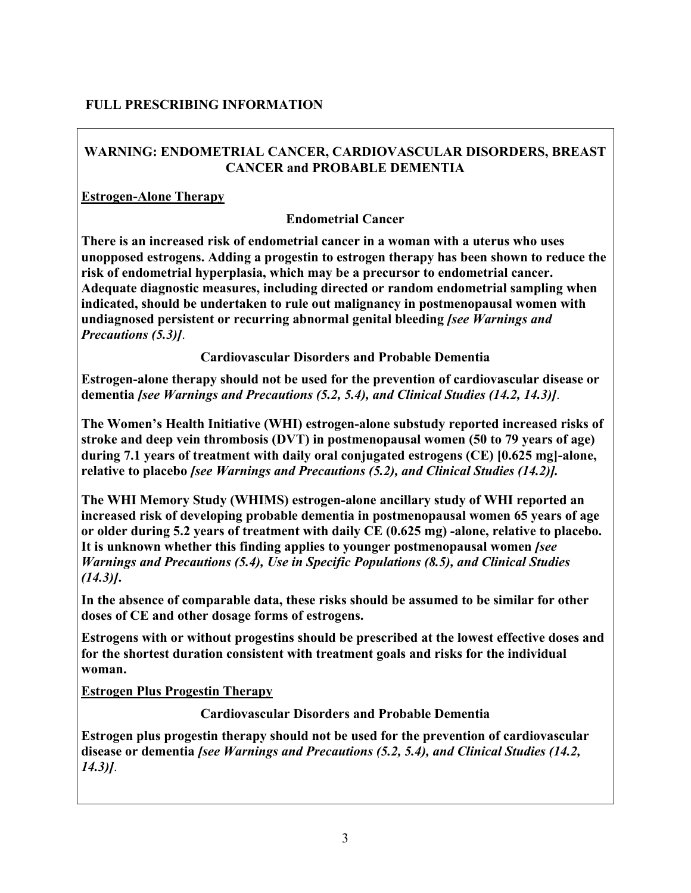# FULL PRESCRIBING INFORMATION

## WARNING: ENDOMETRIAL CANCER, CARDIOVASCULAR DISORDERS, BREAST CANCER and PROBABLE DEMENTIA

**Estrogen-Alone Therapy**

### Endometrial Cancer

**There is an increased risk of endometrial cancer in a woman with a uterus who uses unopposed estrogens. Adding a progestin to estrogen therapy has been shown to reduce the risk of endometrial hyperplasia, which may be a precursor to endometrial cancer. Adequate diagnostic measures, including directed or random endometrial sampling when indicated, should be undertaken to rule out malignancy in postmenopausal women with undiagnosed persistent or recurring abnormal genital bleeding *[see Warnings and Precautions (5.3)]*.**

### Cardiovascular Disorders and Probable Dementia

**Estrogen-alone therapy should not be used for the prevention of cardiovascular disease or dementia *[see Warnings and Precautions (5.2, 5.4), and Clinical Studies (14.2, 14.3)]*.**

**The Women's Health Initiative (WHI) estrogen-alone substudy reported increased risks of stroke and deep vein thrombosis (DVT) in postmenopausal women (50 to 79 years of age) during 7.1 years of treatment with daily oral conjugated estrogens (CE) [0.625 mg]-alone, relative to placebo *[see Warnings and Precautions (5.2), and Clinical Studies (14.2)]*.**

**The WHI Memory Study (WHIMS) estrogen-alone ancillary study of WHI reported an increased risk of developing probable dementia in postmenopausal women 65 years of age or older during 5.2 years of treatment with daily CE (0.625 mg) -alone, relative to placebo. It is unknown whether this finding applies to younger postmenopausal women *[see Warnings and Precautions (5.4), Use in Specific Populations (8.5), and Clinical Studies (14.3)]*.**

**In the absence of comparable data, these risks should be assumed to be similar for other doses of CE and other dosage forms of estrogens.**

**Estrogens with or without progestins should be prescribed at the lowest effective doses and for the shortest duration consistent with treatment goals and risks for the individual woman.**

**Estrogen Plus Progestin Therapy**

### Cardiovascular Disorders and Probable Dementia

**Estrogen plus progestin therapy should not be used for the prevention of cardiovascular disease or dementia *[see Warnings and Precautions (5.2, 5.4), and Clinical Studies (14.2, 14.3)]*.**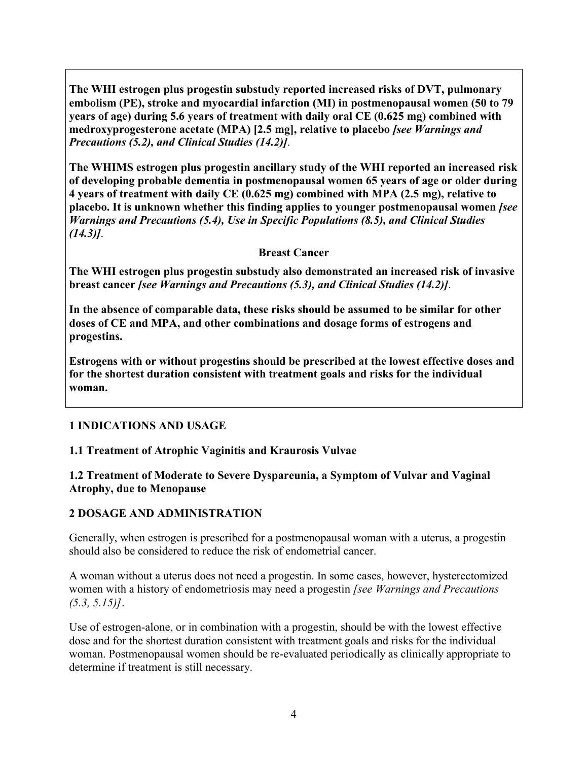**The WHI estrogen plus progestin substudy reported increased risks of DVT, pulmonary embolism (PE), stroke and myocardial infarction (MI) in postmenopausal women (50 to 79 years of age) during 5.6 years of treatment with daily oral CE (0.625 mg) combined with medroxyprogesterone acetate (MPA) [2.5 mg], relative to placebo *[see Warnings and Precautions (5.2), and Clinical Studies (14.2)]*.**

**The WHIMS estrogen plus progestin ancillary study of the WHI reported an increased risk of developing probable dementia in postmenopausal women 65 years of age or older during 4 years of treatment with daily CE (0.625 mg) combined with MPA (2.5 mg), relative to placebo. It is unknown whether this finding applies to younger postmenopausal women *[see Warnings and Precautions (5.4), Use in Specific Populations (8.5), and Clinical Studies (14.3)]*.**

**Breast Cancer**

**The WHI estrogen plus progestin substudy also demonstrated an increased risk of invasive breast cancer *[see Warnings and Precautions (5.3), and Clinical Studies (14.2)]*.**

**In the absence of comparable data, these risks should be assumed to be similar for other doses of CE and MPA, and other combinations and dosage forms of estrogens and progestins.**

**Estrogens with or without progestins should be prescribed at the lowest effective doses and for the shortest duration consistent with treatment goals and risks for the individual woman.**

## 1 INDICATIONS AND USAGE

### 1.1 Treatment of Atrophic Vaginitis and Kraurosis Vulvae

### 1.2 Treatment of Moderate to Severe Dyspareunia, a Symptom of Vulvar and Vaginal Atrophy, due to Menopause

## 2 DOSAGE AND ADMINISTRATION

Generally, when estrogen is prescribed for a postmenopausal woman with a uterus, a progestin should also be considered to reduce the risk of endometrial cancer.

A woman without a uterus does not need a progestin. In some cases, however, hysterectomized women with a history of endometriosis may need a progestin *[see Warnings and Precautions (5.3, 5.15)]*.

Use of estrogen-alone, or in combination with a progestin, should be with the lowest effective dose and for the shortest duration consistent with treatment goals and risks for the individual woman. Postmenopausal women should be re-evaluated periodically as clinically appropriate to determine if treatment is still necessary.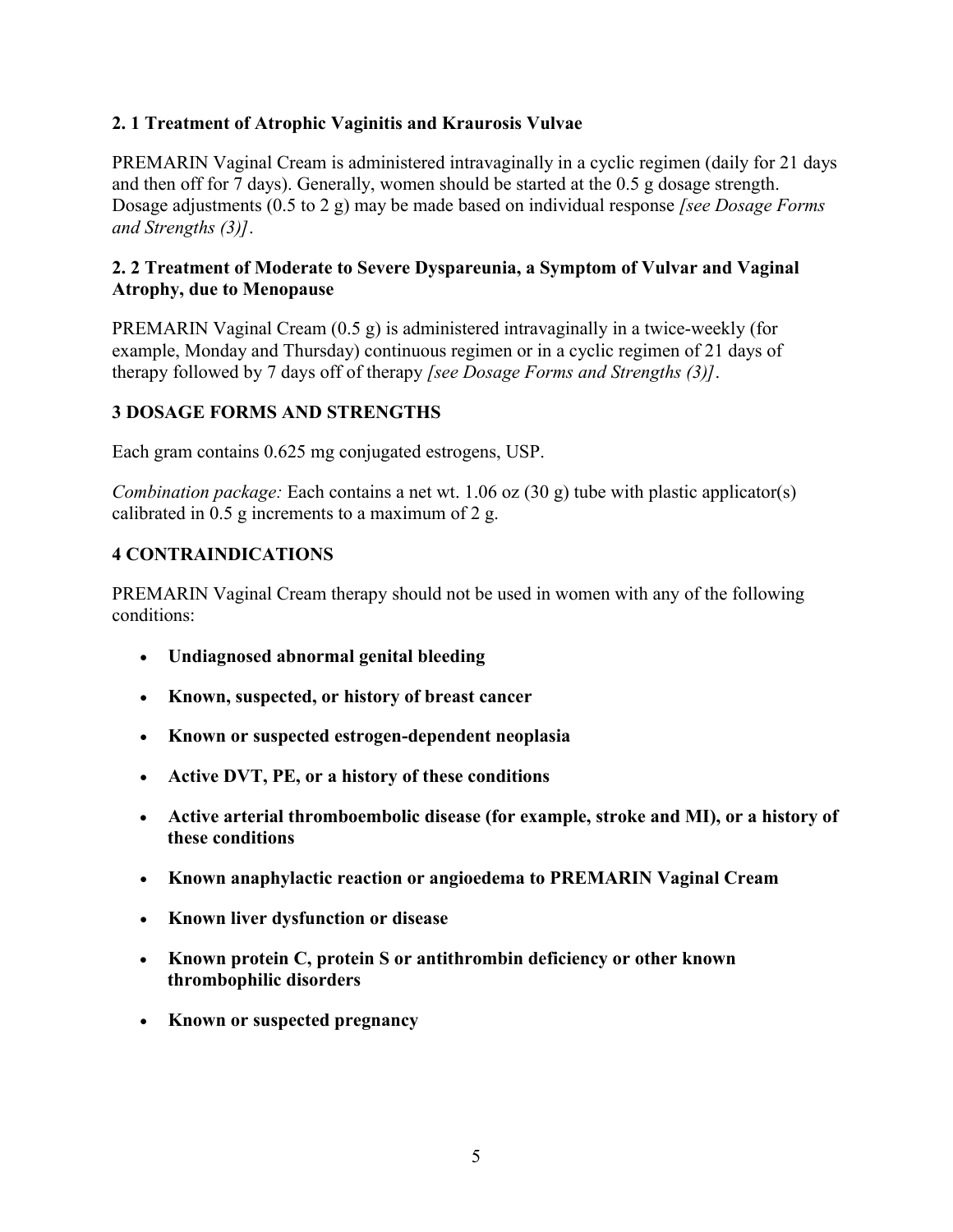### 2. 1 Treatment of Atrophic Vaginitis and Kraurosis Vulvae

PREMARIN Vaginal Cream is administered intravaginally in a cyclic regimen (daily for 21 days and then off for 7 days). Generally, women should be started at the 0.5 g dosage strength. Dosage adjustments (0.5 to 2 g) may be made based on individual response *[see Dosage Forms and Strengths (3)]*.

### 2. 2 Treatment of Moderate to Severe Dyspareunia, a Symptom of Vulvar and Vaginal Atrophy, due to Menopause

PREMARIN Vaginal Cream (0.5 g) is administered intravaginally in a twice-weekly (for example, Monday and Thursday) continuous regimen or in a cyclic regimen of 21 days of therapy followed by 7 days off of therapy *[see Dosage Forms and Strengths (3)]*.

## 3 DOSAGE FORMS AND STRENGTHS

Each gram contains 0.625 mg conjugated estrogens, USP.

*Combination package:* Each contains a net wt. 1.06 oz (30 g) tube with plastic applicator(s) calibrated in 0.5 g increments to a maximum of 2 g.

## 4 CONTRAINDICATIONS

PREMARIN Vaginal Cream therapy should not be used in women with any of the following conditions:

- **Undiagnosed abnormal genital bleeding**
- **Known, suspected, or history of breast cancer**
- **Known or suspected estrogen-dependent neoplasia**
- **Active DVT, PE, or a history of these conditions**
- **Active arterial thromboembolic disease (for example, stroke and MI), or a history of these conditions**
- **Known anaphylactic reaction or angioedema to PREMARIN Vaginal Cream**
- **Known liver dysfunction or disease**
- **Known protein C, protein S or antithrombin deficiency or other known thrombophilic disorders**
- **Known or suspected pregnancy**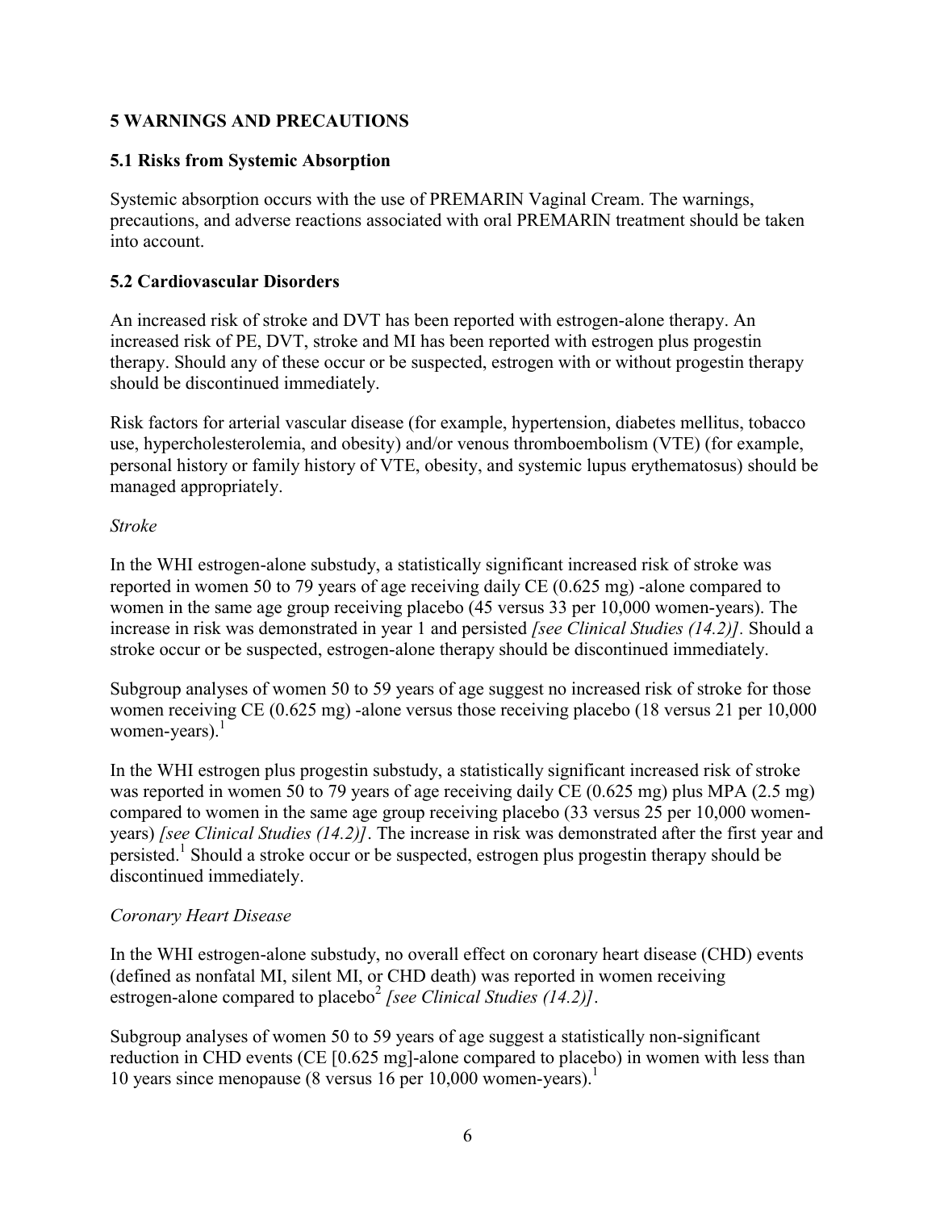## 5 WARNINGS AND PRECAUTIONS

### 5.1 Risks from Systemic Absorption

Systemic absorption occurs with the use of PREMARIN Vaginal Cream. The warnings, precautions, and adverse reactions associated with oral PREMARIN treatment should be taken into account.

### 5.2 Cardiovascular Disorders

An increased risk of stroke and DVT has been reported with estrogen-alone therapy. An increased risk of PE, DVT, stroke and MI has been reported with estrogen plus progestin therapy. Should any of these occur or be suspected, estrogen with or without progestin therapy should be discontinued immediately.

Risk factors for arterial vascular disease (for example, hypertension, diabetes mellitus, tobacco use, hypercholesterolemia, and obesity) and/or venous thromboembolism (VTE) (for example, personal history or family history of VTE, obesity, and systemic lupus erythematosus) should be managed appropriately.

*Stroke*

In the WHI estrogen-alone substudy, a statistically significant increased risk of stroke was reported in women 50 to 79 years of age receiving daily CE (0.625 mg) -alone compared to women in the same age group receiving placebo (45 versus 33 per 10,000 women-years). The increase in risk was demonstrated in year 1 and persisted *[see Clinical Studies (14.2)].* Should a stroke occur or be suspected, estrogen-alone therapy should be discontinued immediately.

Subgroup analyses of women 50 to 59 years of age suggest no increased risk of stroke for those women receiving CE (0.625 mg) -alone versus those receiving placebo (18 versus 21 per 10,000 women-years).[1]

In the WHI estrogen plus progestin substudy, a statistically significant increased risk of stroke was reported in women 50 to 79 years of age receiving daily CE (0.625 mg) plus MPA (2.5 mg) compared to women in the same age group receiving placebo (33 versus 25 per 10,000 women-years) *[see Clinical Studies (14.2)]*. The increase in risk was demonstrated after the first year and persisted.[1] Should a stroke occur or be suspected, estrogen plus progestin therapy should be discontinued immediately.

*Coronary Heart Disease*

In the WHI estrogen-alone substudy, no overall effect on coronary heart disease (CHD) events (defined as nonfatal MI, silent MI, or CHD death) was reported in women receiving estrogen-alone compared to placebo[2] *[see Clinical Studies (14.2)]*.

Subgroup analyses of women 50 to 59 years of age suggest a statistically non-significant reduction in CHD events (CE [0.625 mg]-alone compared to placebo) in women with less than 10 years since menopause (8 versus 16 per 10,000 women-years).[1]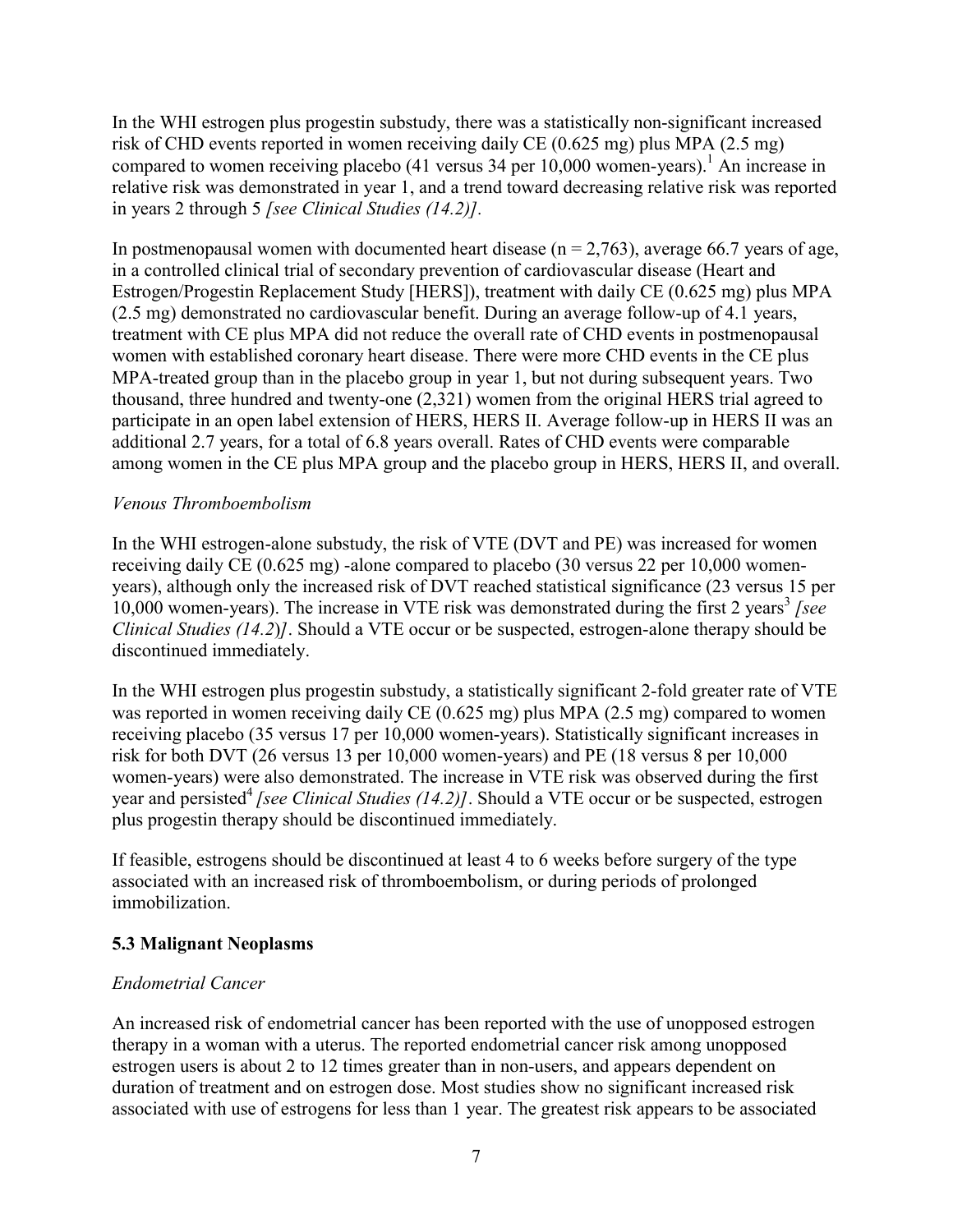In the WHI estrogen plus progestin substudy, there was a statistically non-significant increased risk of CHD events reported in women receiving daily CE (0.625 mg) plus MPA (2.5 mg) compared to women receiving placebo (41 versus 34 per 10,000 women-years).[1] An increase in relative risk was demonstrated in year 1, and a trend toward decreasing relative risk was reported in years 2 through 5 *[see Clinical Studies (14.2)]*.

In postmenopausal women with documented heart disease (n = 2,763), average 66.7 years of age, in a controlled clinical trial of secondary prevention of cardiovascular disease (Heart and Estrogen/Progestin Replacement Study [HERS]), treatment with daily CE (0.625 mg) plus MPA (2.5 mg) demonstrated no cardiovascular benefit. During an average follow-up of 4.1 years, treatment with CE plus MPA did not reduce the overall rate of CHD events in postmenopausal women with established coronary heart disease. There were more CHD events in the CE plus MPA-treated group than in the placebo group in year 1, but not during subsequent years. Two thousand, three hundred and twenty-one (2,321) women from the original HERS trial agreed to participate in an open label extension of HERS, HERS II. Average follow-up in HERS II was an additional 2.7 years, for a total of 6.8 years overall. Rates of CHD events were comparable among women in the CE plus MPA group and the placebo group in HERS, HERS II, and overall.

*Venous Thromboembolism*

In the WHI estrogen-alone substudy, the risk of VTE (DVT and PE) was increased for women receiving daily CE (0.625 mg) -alone compared to placebo (30 versus 22 per 10,000 women-years), although only the increased risk of DVT reached statistical significance (23 versus 15 per 10,000 women-years). The increase in VTE risk was demonstrated during the first 2 years[3] *[see Clinical Studies (14.2)]*. Should a VTE occur or be suspected, estrogen-alone therapy should be discontinued immediately.

In the WHI estrogen plus progestin substudy, a statistically significant 2-fold greater rate of VTE was reported in women receiving daily CE (0.625 mg) plus MPA (2.5 mg) compared to women receiving placebo (35 versus 17 per 10,000 women-years). Statistically significant increases in risk for both DVT (26 versus 13 per 10,000 women-years) and PE (18 versus 8 per 10,000 women-years) were also demonstrated. The increase in VTE risk was observed during the first year and persisted[4] *[see Clinical Studies (14.2)]*. Should a VTE occur or be suspected, estrogen plus progestin therapy should be discontinued immediately.

If feasible, estrogens should be discontinued at least 4 to 6 weeks before surgery of the type associated with an increased risk of thromboembolism, or during periods of prolonged immobilization.

**5.3 Malignant Neoplasms**

*Endometrial Cancer*

An increased risk of endometrial cancer has been reported with the use of unopposed estrogen therapy in a woman with a uterus. The reported endometrial cancer risk among unopposed estrogen users is about 2 to 12 times greater than in non-users, and appears dependent on duration of treatment and on estrogen dose. Most studies show no significant increased risk associated with use of estrogens for less than 1 year. The greatest risk appears to be associated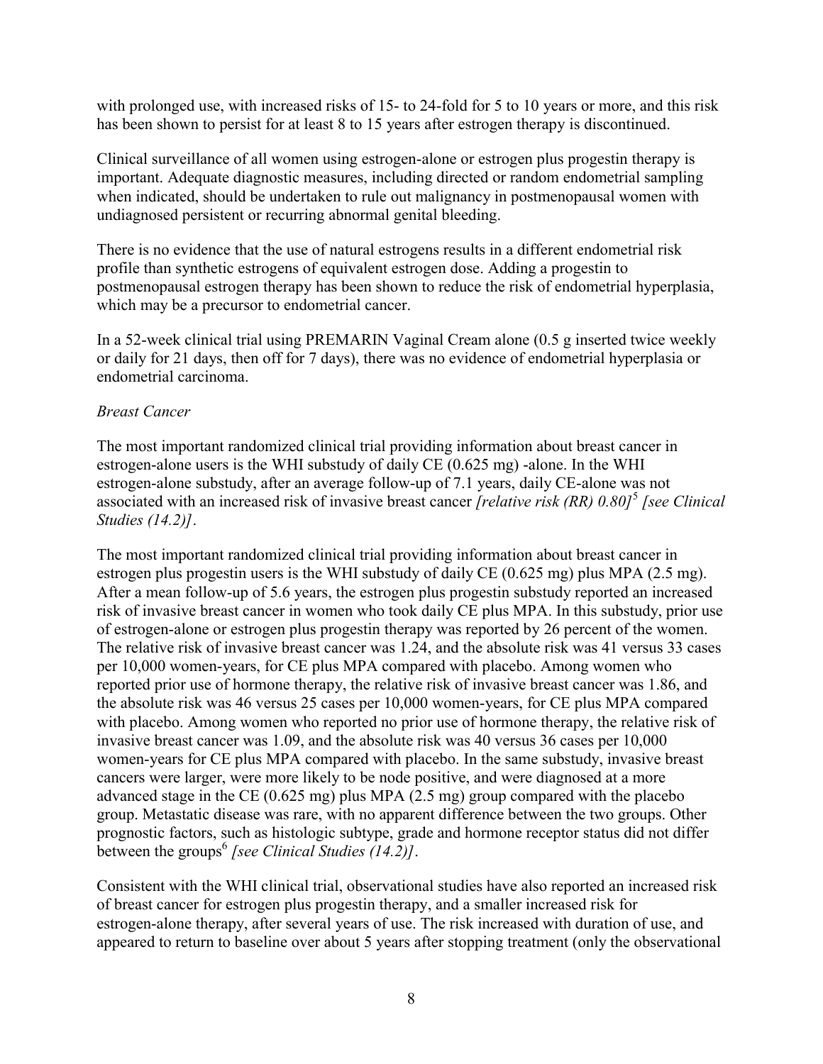with prolonged use, with increased risks of 15- to 24-fold for 5 to 10 years or more, and this risk has been shown to persist for at least 8 to 15 years after estrogen therapy is discontinued.

Clinical surveillance of all women using estrogen-alone or estrogen plus progestin therapy is important. Adequate diagnostic measures, including directed or random endometrial sampling when indicated, should be undertaken to rule out malignancy in postmenopausal women with undiagnosed persistent or recurring abnormal genital bleeding.

There is no evidence that the use of natural estrogens results in a different endometrial risk profile than synthetic estrogens of equivalent estrogen dose. Adding a progestin to postmenopausal estrogen therapy has been shown to reduce the risk of endometrial hyperplasia, which may be a precursor to endometrial cancer.

In a 52-week clinical trial using PREMARIN Vaginal Cream alone (0.5 g inserted twice weekly or daily for 21 days, then off for 7 days), there was no evidence of endometrial hyperplasia or endometrial carcinoma.

*Breast Cancer*

The most important randomized clinical trial providing information about breast cancer in estrogen-alone users is the WHI substudy of daily CE (0.625 mg) -alone. In the WHI estrogen-alone substudy, after an average follow-up of 7.1 years, daily CE-alone was not associated with an increased risk of invasive breast cancer *[relative risk (RR) 0.80]*[5] *[see Clinical Studies (14.2)]*.

The most important randomized clinical trial providing information about breast cancer in estrogen plus progestin users is the WHI substudy of daily CE (0.625 mg) plus MPA (2.5 mg). After a mean follow-up of 5.6 years, the estrogen plus progestin substudy reported an increased risk of invasive breast cancer in women who took daily CE plus MPA. In this substudy, prior use of estrogen-alone or estrogen plus progestin therapy was reported by 26 percent of the women. The relative risk of invasive breast cancer was 1.24, and the absolute risk was 41 versus 33 cases per 10,000 women-years, for CE plus MPA compared with placebo. Among women who reported prior use of hormone therapy, the relative risk of invasive breast cancer was 1.86, and the absolute risk was 46 versus 25 cases per 10,000 women-years, for CE plus MPA compared with placebo. Among women who reported no prior use of hormone therapy, the relative risk of invasive breast cancer was 1.09, and the absolute risk was 40 versus 36 cases per 10,000 women-years for CE plus MPA compared with placebo. In the same substudy, invasive breast cancers were larger, were more likely to be node positive, and were diagnosed at a more advanced stage in the CE (0.625 mg) plus MPA (2.5 mg) group compared with the placebo group. Metastatic disease was rare, with no apparent difference between the two groups. Other prognostic factors, such as histologic subtype, grade and hormone receptor status did not differ between the groups[6] *[see Clinical Studies (14.2)]*.

Consistent with the WHI clinical trial, observational studies have also reported an increased risk of breast cancer for estrogen plus progestin therapy, and a smaller increased risk for estrogen-alone therapy, after several years of use. The risk increased with duration of use, and appeared to return to baseline over about 5 years after stopping treatment (only the observational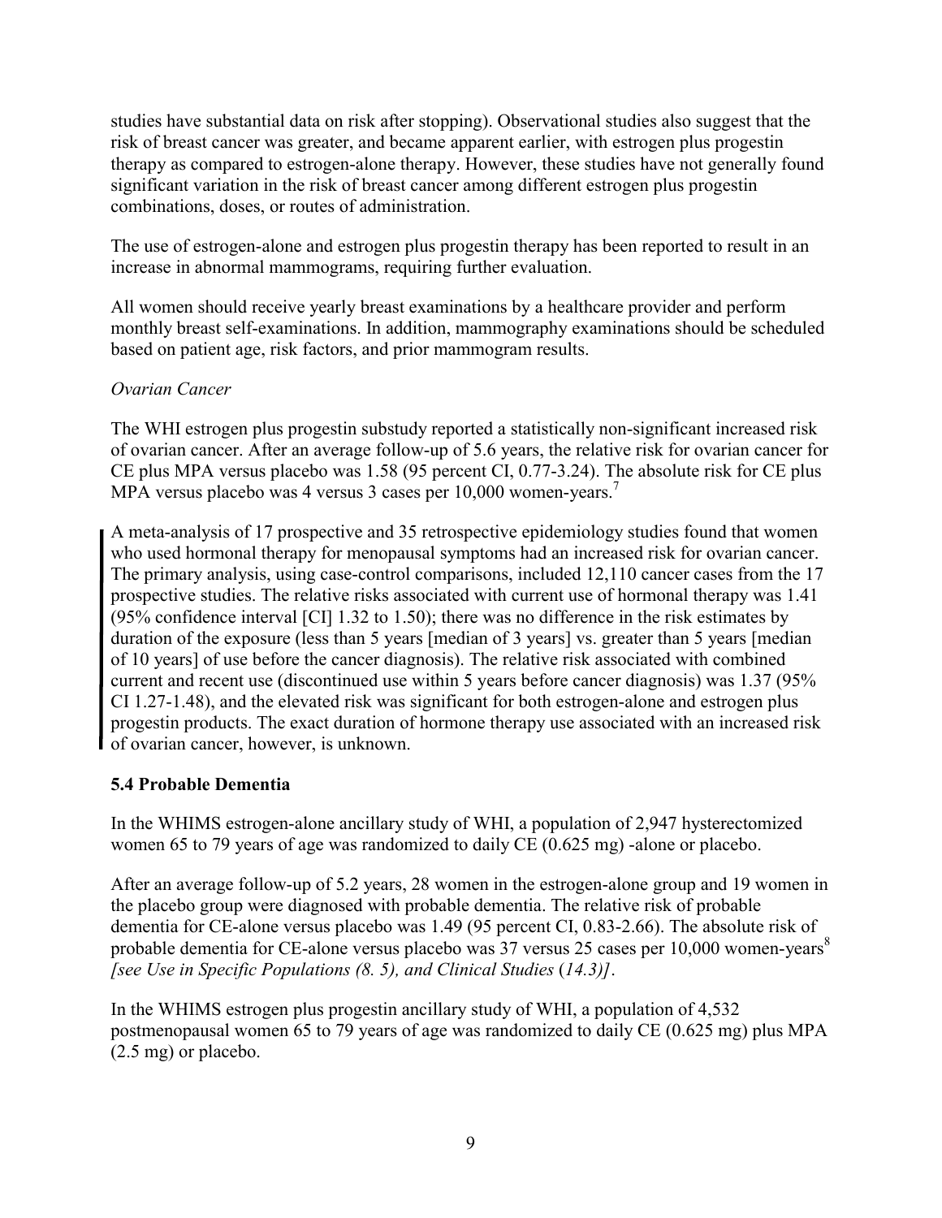studies have substantial data on risk after stopping). Observational studies also suggest that the risk of breast cancer was greater, and became apparent earlier, with estrogen plus progestin therapy as compared to estrogen-alone therapy. However, these studies have not generally found significant variation in the risk of breast cancer among different estrogen plus progestin combinations, doses, or routes of administration.

The use of estrogen-alone and estrogen plus progestin therapy has been reported to result in an increase in abnormal mammograms, requiring further evaluation.

All women should receive yearly breast examinations by a healthcare provider and perform monthly breast self-examinations. In addition, mammography examinations should be scheduled based on patient age, risk factors, and prior mammogram results.

*Ovarian Cancer*

The WHI estrogen plus progestin substudy reported a statistically non-significant increased risk of ovarian cancer. After an average follow-up of 5.6 years, the relative risk for ovarian cancer for CE plus MPA versus placebo was 1.58 (95 percent CI, 0.77-3.24). The absolute risk for CE plus MPA versus placebo was 4 versus 3 cases per 10,000 women-years.[7]

A meta-analysis of 17 prospective and 35 retrospective epidemiology studies found that women who used hormonal therapy for menopausal symptoms had an increased risk for ovarian cancer. The primary analysis, using case-control comparisons, included 12,110 cancer cases from the 17 prospective studies. The relative risks associated with current use of hormonal therapy was 1.41 (95% confidence interval [CI] 1.32 to 1.50); there was no difference in the risk estimates by duration of the exposure (less than 5 years [median of 3 years] vs. greater than 5 years [median of 10 years] of use before the cancer diagnosis). The relative risk associated with combined current and recent use (discontinued use within 5 years before cancer diagnosis) was 1.37 (95% CI 1.27-1.48), and the elevated risk was significant for both estrogen-alone and estrogen plus progestin products. The exact duration of hormone therapy use associated with an increased risk of ovarian cancer, however, is unknown.

### 5.4 Probable Dementia

In the WHIMS estrogen-alone ancillary study of WHI, a population of 2,947 hysterectomized women 65 to 79 years of age was randomized to daily CE (0.625 mg) -alone or placebo.

After an average follow-up of 5.2 years, 28 women in the estrogen-alone group and 19 women in the placebo group were diagnosed with probable dementia. The relative risk of probable dementia for CE-alone versus placebo was 1.49 (95 percent CI, 0.83-2.66). The absolute risk of probable dementia for CE-alone versus placebo was 37 versus 25 cases per 10,000 women-years[8] *[see Use in Specific Populations (8. 5), and Clinical Studies (14.3)]*.

In the WHIMS estrogen plus progestin ancillary study of WHI, a population of 4,532 postmenopausal women 65 to 79 years of age was randomized to daily CE (0.625 mg) plus MPA (2.5 mg) or placebo.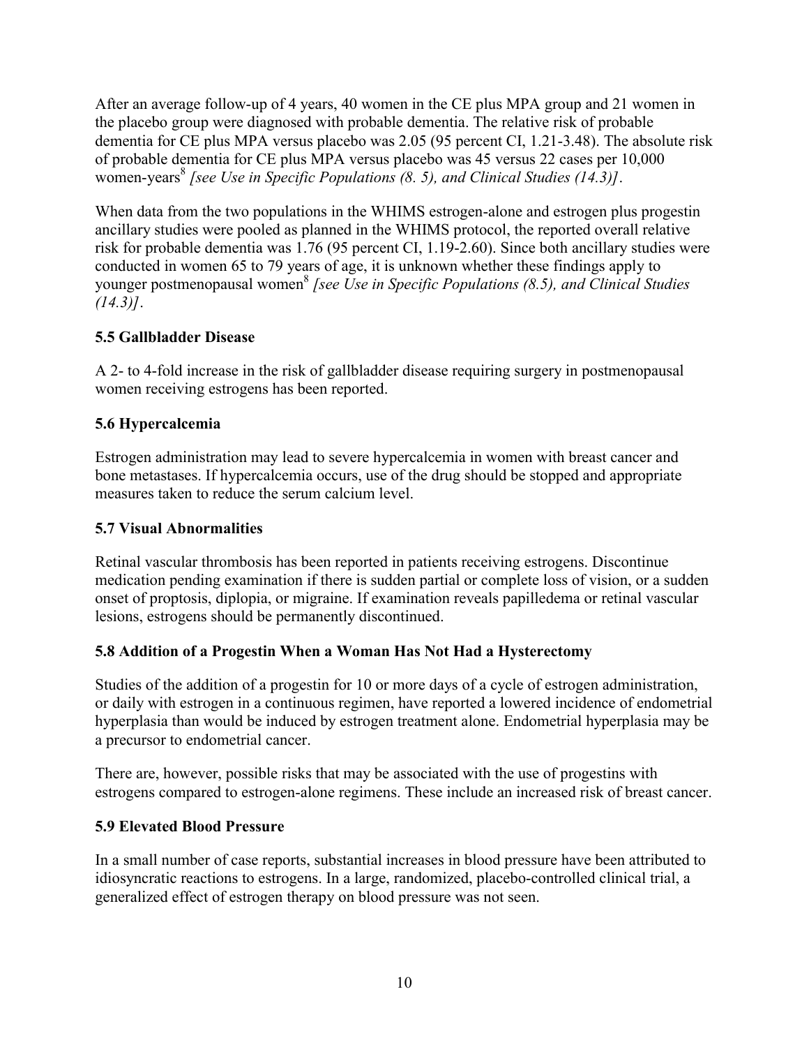After an average follow-up of 4 years, 40 women in the CE plus MPA group and 21 women in the placebo group were diagnosed with probable dementia. The relative risk of probable dementia for CE plus MPA versus placebo was 2.05 (95 percent CI, 1.21-3.48). The absolute risk of probable dementia for CE plus MPA versus placebo was 45 versus 22 cases per 10,000 women-years[8] *[see Use in Specific Populations (8. 5), and Clinical Studies (14.3)]*.

When data from the two populations in the WHIMS estrogen-alone and estrogen plus progestin ancillary studies were pooled as planned in the WHIMS protocol, the reported overall relative risk for probable dementia was 1.76 (95 percent CI, 1.19-2.60). Since both ancillary studies were conducted in women 65 to 79 years of age, it is unknown whether these findings apply to younger postmenopausal women[8] *[see Use in Specific Populations (8.5), and Clinical Studies (14.3)]*.

### 5.5 Gallbladder Disease

A 2- to 4-fold increase in the risk of gallbladder disease requiring surgery in postmenopausal women receiving estrogens has been reported.

### 5.6 Hypercalcemia

Estrogen administration may lead to severe hypercalcemia in women with breast cancer and bone metastases. If hypercalcemia occurs, use of the drug should be stopped and appropriate measures taken to reduce the serum calcium level.

### 5.7 Visual Abnormalities

Retinal vascular thrombosis has been reported in patients receiving estrogens. Discontinue medication pending examination if there is sudden partial or complete loss of vision, or a sudden onset of proptosis, diplopia, or migraine. If examination reveals papilledema or retinal vascular lesions, estrogens should be permanently discontinued.

### 5.8 Addition of a Progestin When a Woman Has Not Had a Hysterectomy

Studies of the addition of a progestin for 10 or more days of a cycle of estrogen administration, or daily with estrogen in a continuous regimen, have reported a lowered incidence of endometrial hyperplasia than would be induced by estrogen treatment alone. Endometrial hyperplasia may be a precursor to endometrial cancer.

There are, however, possible risks that may be associated with the use of progestins with estrogens compared to estrogen-alone regimens. These include an increased risk of breast cancer.

### 5.9 Elevated Blood Pressure

In a small number of case reports, substantial increases in blood pressure have been attributed to idiosyncratic reactions to estrogens. In a large, randomized, placebo-controlled clinical trial, a generalized effect of estrogen therapy on blood pressure was not seen.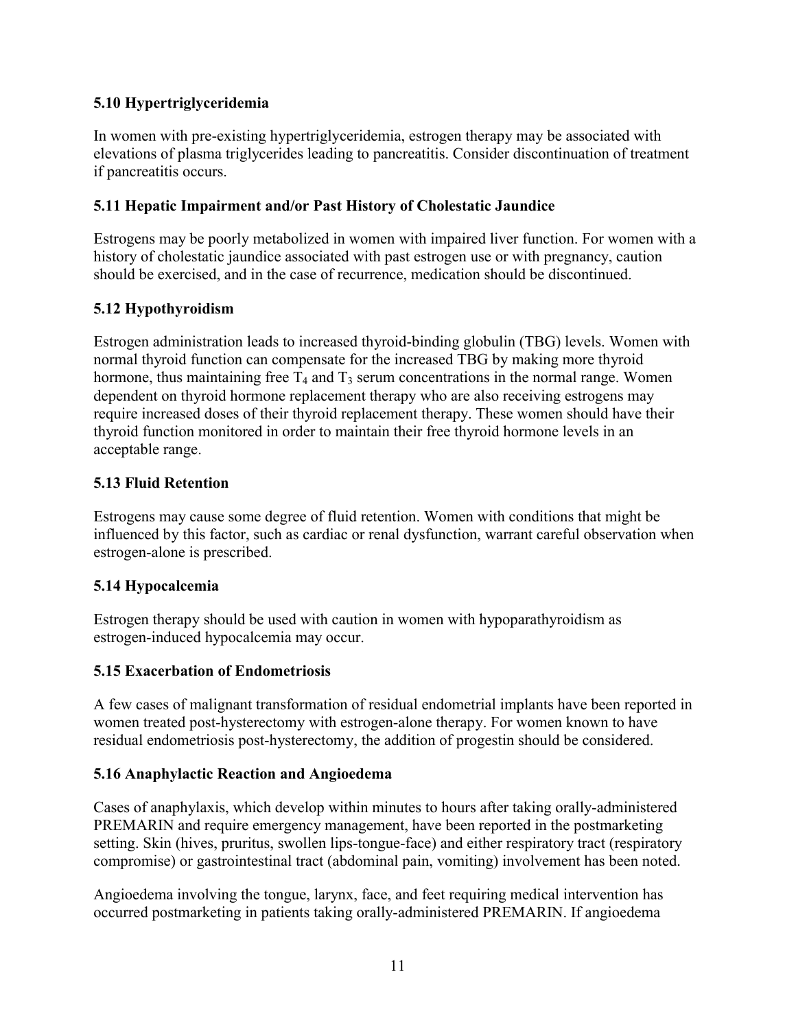### 5.10 Hypertriglyceridemia

In women with pre-existing hypertriglyceridemia, estrogen therapy may be associated with elevations of plasma triglycerides leading to pancreatitis. Consider discontinuation of treatment if pancreatitis occurs.

### 5.11 Hepatic Impairment and/or Past History of Cholestatic Jaundice

Estrogens may be poorly metabolized in women with impaired liver function. For women with a history of cholestatic jaundice associated with past estrogen use or with pregnancy, caution should be exercised, and in the case of recurrence, medication should be discontinued.

### 5.12 Hypothyroidism

Estrogen administration leads to increased thyroid-binding globulin (TBG) levels. Women with normal thyroid function can compensate for the increased TBG by making more thyroid hormone, thus maintaining free $T_4$ and $T_3$ serum concentrations in the normal range. Women dependent on thyroid hormone replacement therapy who are also receiving estrogens may require increased doses of their thyroid replacement therapy. These women should have their thyroid function monitored in order to maintain their free thyroid hormone levels in an acceptable range.

### 5.13 Fluid Retention

Estrogens may cause some degree of fluid retention. Women with conditions that might be influenced by this factor, such as cardiac or renal dysfunction, warrant careful observation when estrogen-alone is prescribed.

### 5.14 Hypocalcemia

Estrogen therapy should be used with caution in women with hypoparathyroidism as estrogen-induced hypocalcemia may occur.

### 5.15 Exacerbation of Endometriosis

A few cases of malignant transformation of residual endometrial implants have been reported in women treated post-hysterectomy with estrogen-alone therapy. For women known to have residual endometriosis post-hysterectomy, the addition of progestin should be considered.

### 5.16 Anaphylactic Reaction and Angioedema

Cases of anaphylaxis, which develop within minutes to hours after taking orally-administered PREMARIN and require emergency management, have been reported in the postmarketing setting. Skin (hives, pruritus, swollen lips-tongue-face) and either respiratory tract (respiratory compromise) or gastrointestinal tract (abdominal pain, vomiting) involvement has been noted.

Angioedema involving the tongue, larynx, face, and feet requiring medical intervention has occurred postmarketing in patients taking orally-administered PREMARIN. If angioedema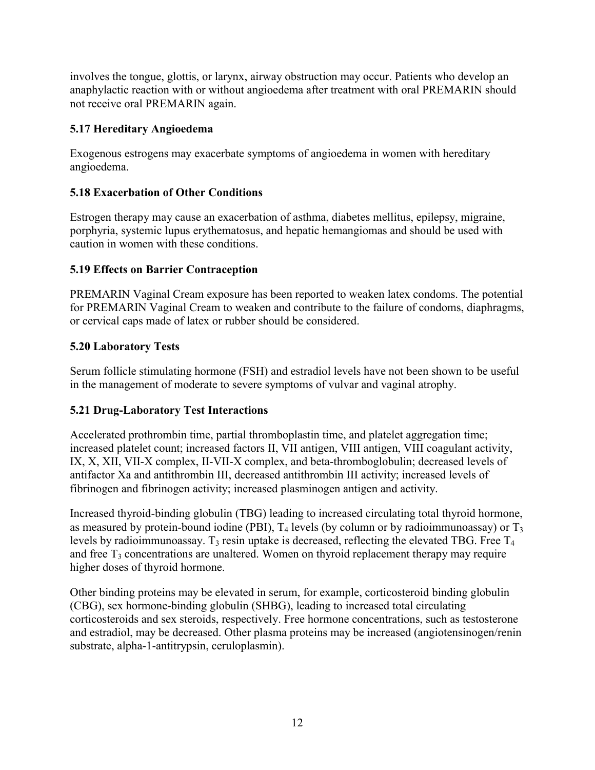involves the tongue, glottis, or larynx, airway obstruction may occur. Patients who develop an anaphylactic reaction with or without angioedema after treatment with oral PREMARIN should not receive oral PREMARIN again.

### 5.17 Hereditary Angioedema

Exogenous estrogens may exacerbate symptoms of angioedema in women with hereditary angioedema.

### 5.18 Exacerbation of Other Conditions

Estrogen therapy may cause an exacerbation of asthma, diabetes mellitus, epilepsy, migraine, porphyria, systemic lupus erythematosus, and hepatic hemangiomas and should be used with caution in women with these conditions.

### 5.19 Effects on Barrier Contraception

PREMARIN Vaginal Cream exposure has been reported to weaken latex condoms. The potential for PREMARIN Vaginal Cream to weaken and contribute to the failure of condoms, diaphragms, or cervical caps made of latex or rubber should be considered.

### 5.20 Laboratory Tests

Serum follicle stimulating hormone (FSH) and estradiol levels have not been shown to be useful in the management of moderate to severe symptoms of vulvar and vaginal atrophy.

### 5.21 Drug-Laboratory Test Interactions

Accelerated prothrombin time, partial thromboplastin time, and platelet aggregation time; increased platelet count; increased factors II, VII antigen, VIII antigen, VIII coagulant activity, IX, X, XII, VII-X complex, II-VII-X complex, and beta-thromboglobulin; decreased levels of antifactor Xa and antithrombin III, decreased antithrombin III activity; increased levels of fibrinogen and fibrinogen activity; increased plasminogen antigen and activity.

Increased thyroid-binding globulin (TBG) leading to increased circulating total thyroid hormone, as measured by protein-bound iodine (PBI), $T_4$ levels (by column or by radioimmunoassay) or $T_3$ levels by radioimmunoassay. $T_3$ resin uptake is decreased, reflecting the elevated TBG. Free $T_4$ and free $T_3$ concentrations are unaltered. Women on thyroid replacement therapy may require higher doses of thyroid hormone.

Other binding proteins may be elevated in serum, for example, corticosteroid binding globulin (CBG), sex hormone-binding globulin (SHBG), leading to increased total circulating corticosteroids and sex steroids, respectively. Free hormone concentrations, such as testosterone and estradiol, may be decreased. Other plasma proteins may be increased (angiotensinogen/renin substrate, alpha-1-antitrypsin, ceruloplasmin).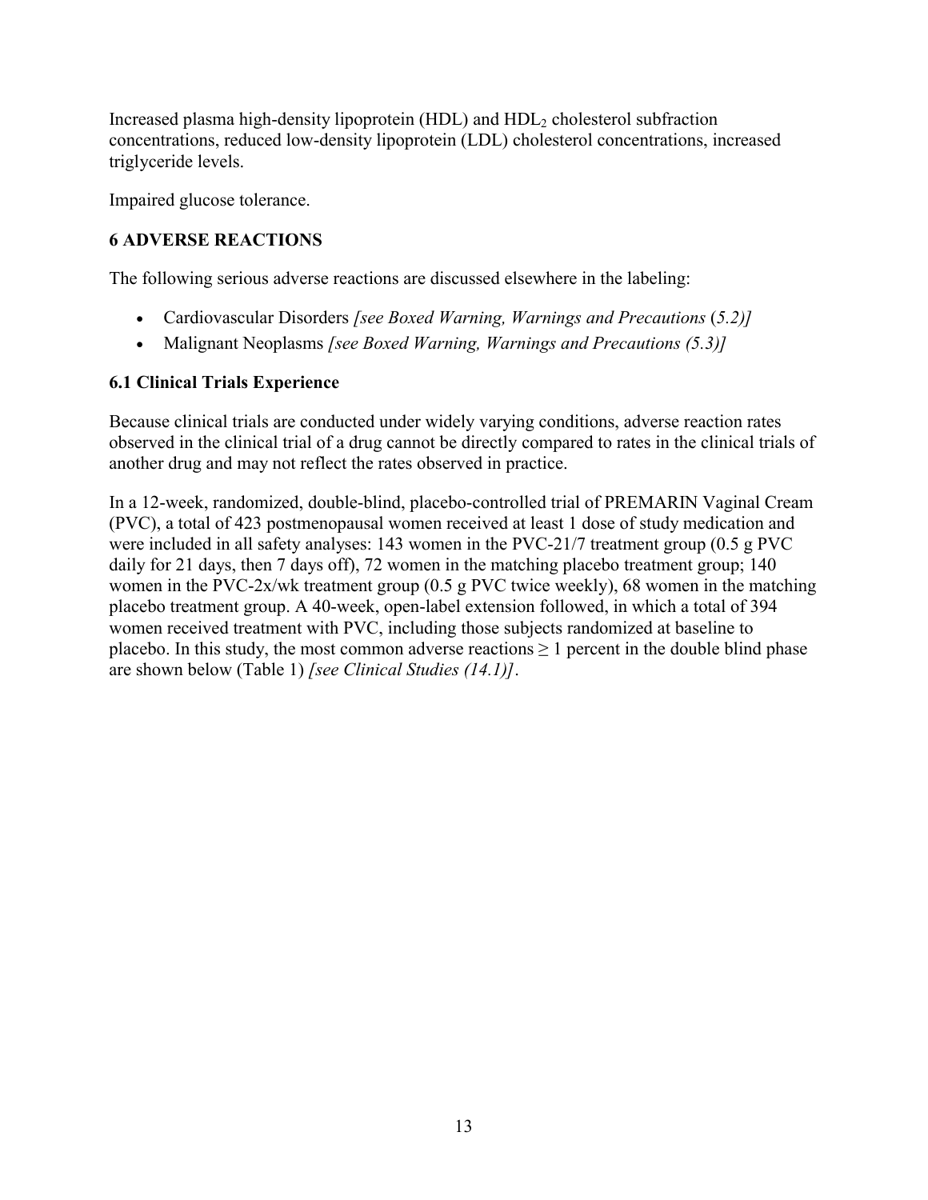Increased plasma high-density lipoprotein (HDL) and $HDL_2$ cholesterol subfraction concentrations, reduced low-density lipoprotein (LDL) cholesterol concentrations, increased triglyceride levels.

Impaired glucose tolerance.

## 6 ADVERSE REACTIONS

The following serious adverse reactions are discussed elsewhere in the labeling:

- Cardiovascular Disorders *[see Boxed Warning, Warnings and Precautions* (*5.2)]*
- Malignant Neoplasms *[see Boxed Warning, Warnings and Precautions (5.3)]*

### 6.1 Clinical Trials Experience

Because clinical trials are conducted under widely varying conditions, adverse reaction rates observed in the clinical trial of a drug cannot be directly compared to rates in the clinical trials of another drug and may not reflect the rates observed in practice.

In a 12-week, randomized, double-blind, placebo-controlled trial of PREMARIN Vaginal Cream (PVC), a total of 423 postmenopausal women received at least 1 dose of study medication and were included in all safety analyses: 143 women in the PVC-21/7 treatment group (0.5 g PVC daily for 21 days, then 7 days off), 72 women in the matching placebo treatment group; 140 women in the PVC-2x/wk treatment group (0.5 g PVC twice weekly), 68 women in the matching placebo treatment group. A 40-week, open-label extension followed, in which a total of 394 women received treatment with PVC, including those subjects randomized at baseline to placebo. In this study, the most common adverse reactions ≥ 1 percent in the double blind phase are shown below (Table 1) *[see Clinical Studies (14.1)]*.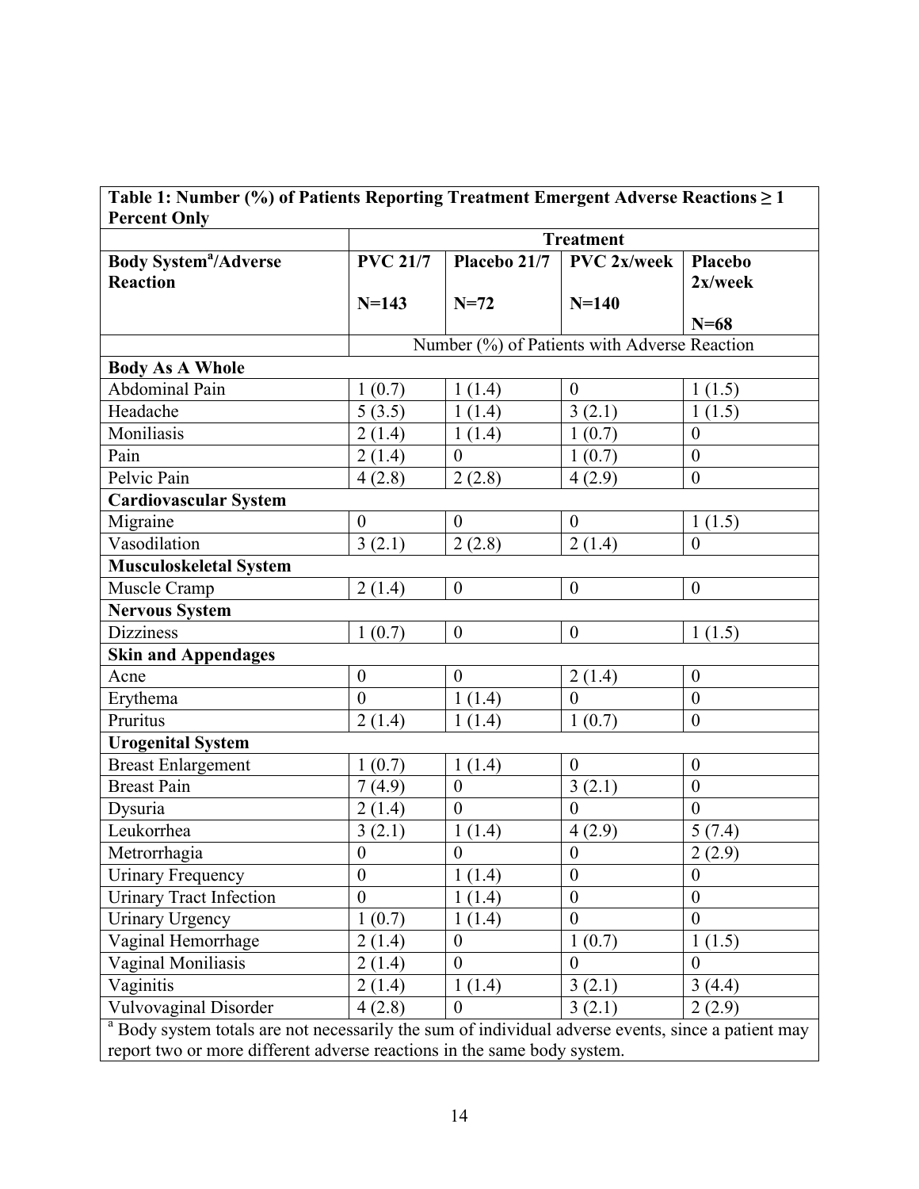**Table 1: Number (%) of Patients Reporting Treatment Emergent Adverse Reactions ≥ 1 Percent Only**

| | Treatment | | | |
|---|---|---|---|---|
| **Body System[a]/Adverse Reaction** | **PVC 21/7** **N=143** | **Placebo 21/7** **N=72** | **PVC 2x/week** **N=140** | **Placebo 2x/week** **N=68** |
| | Number (%) of Patients with Adverse Reaction | | | |
| **Body As A Whole** | | | | |
| Abdominal Pain | 1 (0.7) | 1 (1.4) | 0 | 1 (1.5) |
| Headache | 5 (3.5) | 1 (1.4) | 3 (2.1) | 1 (1.5) |
| Moniliasis | 2 (1.4) | 1 (1.4) | 1 (0.7) | 0 |
| Pain | 2 (1.4) | 0 | 1 (0.7) | 0 |
| Pelvic Pain | 4 (2.8) | 2 (2.8) | 4 (2.9) | 0 |
| **Cardiovascular System** | | | | |
| Migraine | 0 | 0 | 0 | 1 (1.5) |
| Vasodilation | 3 (2.1) | 2 (2.8) | 2 (1.4) | 0 |
| **Musculoskeletal System** | | | | |
| Muscle Cramp | 2 (1.4) | 0 | 0 | 0 |
| **Nervous System** | | | | |
| Dizziness | 1 (0.7) | 0 | 0 | 1 (1.5) |
| **Skin and Appendages** | | | | |
| Acne | 0 | 0 | 2 (1.4) | 0 |
| Erythema | 0 | 1 (1.4) | 0 | 0 |
| Pruritus | 2 (1.4) | 1 (1.4) | 1 (0.7) | 0 |
| **Urogenital System** | | | | |
| Breast Enlargement | 1 (0.7) | 1 (1.4) | 0 | 0 |
| Breast Pain | 7 (4.9) | 0 | 3 (2.1) | 0 |
| Dysuria | 2 (1.4) | 0 | 0 | 0 |
| Leukorrhea | 3 (2.1) | 1 (1.4) | 4 (2.9) | 5 (7.4) |
| Metrorrhagia | 0 | 0 | 0 | 2 (2.9) |
| Urinary Frequency | 0 | 1 (1.4) | 0 | 0 |
| Urinary Tract Infection | 0 | 1 (1.4) | 0 | 0 |
| Urinary Urgency | 1 (0.7) | 1 (1.4) | 0 | 0 |
| Vaginal Hemorrhage | 2 (1.4) | 0 | 1 (0.7) | 1 (1.5) |
| Vaginal Moniliasis | 2 (1.4) | 0 | 0 | 0 |
| Vaginitis | 2 (1.4) | 1 (1.4) | 3 (2.1) | 3 (4.4) |
| Vulvovaginal Disorder | 4 (2.8) | 0 | 3 (2.1) | 2 (2.9) |

[a] Body system totals are not necessarily the sum of individual adverse events, since a patient may report two or more different adverse reactions in the same body system.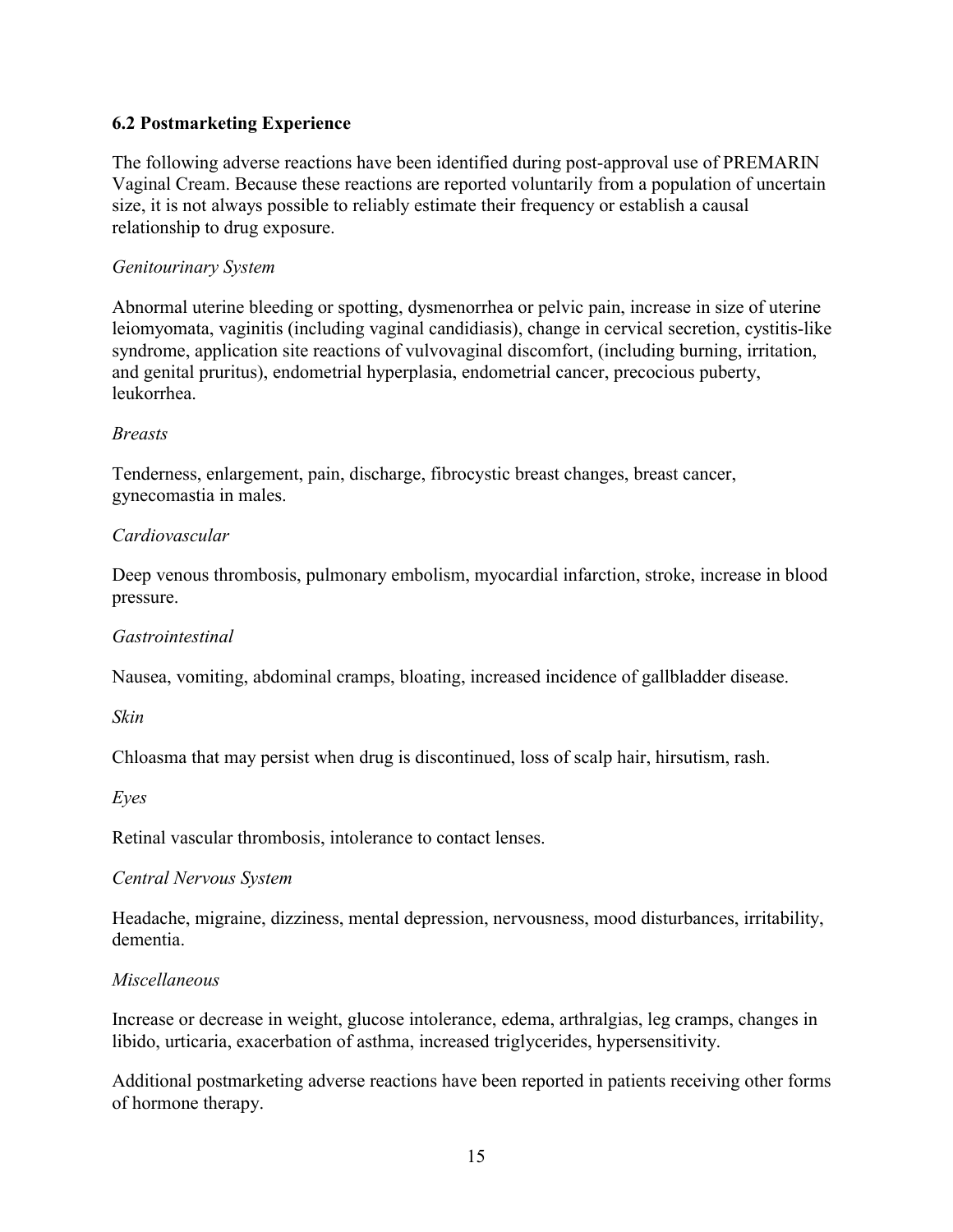## 6.2 Postmarketing Experience

The following adverse reactions have been identified during post-approval use of PREMARIN Vaginal Cream. Because these reactions are reported voluntarily from a population of uncertain size, it is not always possible to reliably estimate their frequency or establish a causal relationship to drug exposure.

*Genitourinary System*

Abnormal uterine bleeding or spotting, dysmenorrhea or pelvic pain, increase in size of uterine leiomyomata, vaginitis (including vaginal candidiasis), change in cervical secretion, cystitis-like syndrome, application site reactions of vulvovaginal discomfort, (including burning, irritation, and genital pruritus), endometrial hyperplasia, endometrial cancer, precocious puberty, leukorrhea.

*Breasts*

Tenderness, enlargement, pain, discharge, fibrocystic breast changes, breast cancer, gynecomastia in males.

*Cardiovascular*

Deep venous thrombosis, pulmonary embolism, myocardial infarction, stroke, increase in blood pressure.

*Gastrointestinal*

Nausea, vomiting, abdominal cramps, bloating, increased incidence of gallbladder disease.

*Skin*

Chloasma that may persist when drug is discontinued, loss of scalp hair, hirsutism, rash.

*Eyes*

Retinal vascular thrombosis, intolerance to contact lenses.

*Central Nervous System*

Headache, migraine, dizziness, mental depression, nervousness, mood disturbances, irritability, dementia.

*Miscellaneous*

Increase or decrease in weight, glucose intolerance, edema, arthralgias, leg cramps, changes in libido, urticaria, exacerbation of asthma, increased triglycerides, hypersensitivity.

Additional postmarketing adverse reactions have been reported in patients receiving other forms of hormone therapy.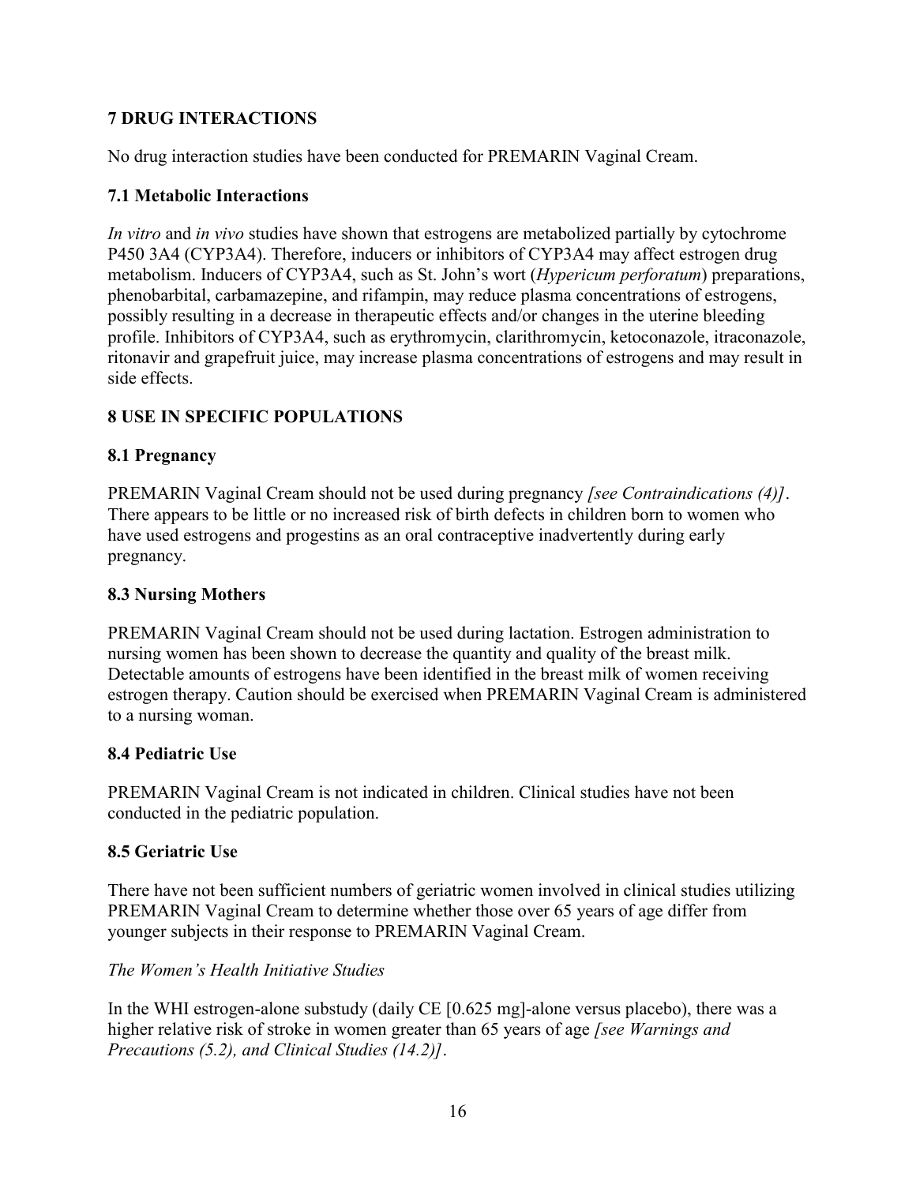## 7 DRUG INTERACTIONS

No drug interaction studies have been conducted for PREMARIN Vaginal Cream.

### 7.1 Metabolic Interactions

*In vitro* and *in vivo* studies have shown that estrogens are metabolized partially by cytochrome P450 3A4 (CYP3A4). Therefore, inducers or inhibitors of CYP3A4 may affect estrogen drug metabolism. Inducers of CYP3A4, such as St. John's wort (*Hypericum perforatum*) preparations, phenobarbital, carbamazepine, and rifampin, may reduce plasma concentrations of estrogens, possibly resulting in a decrease in therapeutic effects and/or changes in the uterine bleeding profile. Inhibitors of CYP3A4, such as erythromycin, clarithromycin, ketoconazole, itraconazole, ritonavir and grapefruit juice, may increase plasma concentrations of estrogens and may result in side effects.

## 8 USE IN SPECIFIC POPULATIONS

### 8.1 Pregnancy

PREMARIN Vaginal Cream should not be used during pregnancy *[see Contraindications (4)]*. There appears to be little or no increased risk of birth defects in children born to women who have used estrogens and progestins as an oral contraceptive inadvertently during early pregnancy.

### 8.3 Nursing Mothers

PREMARIN Vaginal Cream should not be used during lactation. Estrogen administration to nursing women has been shown to decrease the quantity and quality of the breast milk. Detectable amounts of estrogens have been identified in the breast milk of women receiving estrogen therapy. Caution should be exercised when PREMARIN Vaginal Cream is administered to a nursing woman.

### 8.4 Pediatric Use

PREMARIN Vaginal Cream is not indicated in children. Clinical studies have not been conducted in the pediatric population.

### 8.5 Geriatric Use

There have not been sufficient numbers of geriatric women involved in clinical studies utilizing PREMARIN Vaginal Cream to determine whether those over 65 years of age differ from younger subjects in their response to PREMARIN Vaginal Cream.

*The Women's Health Initiative Studies*

In the WHI estrogen-alone substudy (daily CE [0.625 mg]-alone versus placebo), there was a higher relative risk of stroke in women greater than 65 years of age *[see Warnings and Precautions (5.2), and Clinical Studies (14.2)]*.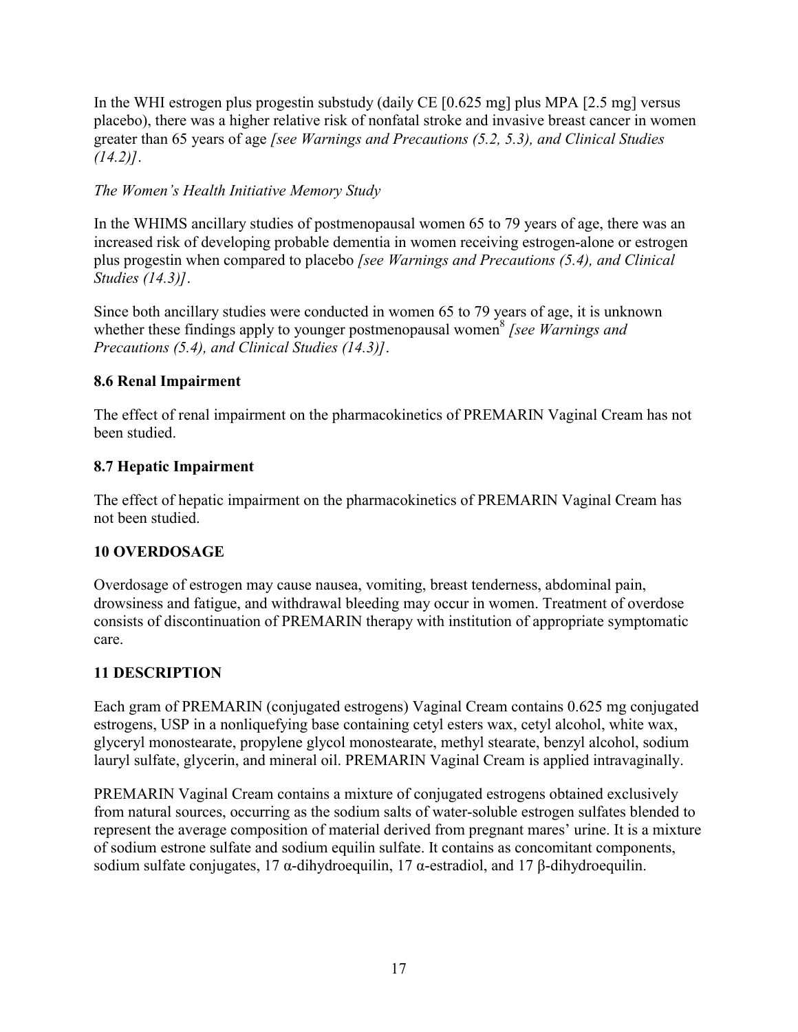In the WHI estrogen plus progestin substudy (daily CE [0.625 mg] plus MPA [2.5 mg] versus placebo), there was a higher relative risk of nonfatal stroke and invasive breast cancer in women greater than 65 years of age *[see Warnings and Precautions (5.2, 5.3), and Clinical Studies (14.2)]*.

*The Women's Health Initiative Memory Study*

In the WHIMS ancillary studies of postmenopausal women 65 to 79 years of age, there was an increased risk of developing probable dementia in women receiving estrogen-alone or estrogen plus progestin when compared to placebo *[see Warnings and Precautions (5.4), and Clinical Studies (14.3)]*.

Since both ancillary studies were conducted in women 65 to 79 years of age, it is unknown whether these findings apply to younger postmenopausal women[8] *[see Warnings and Precautions (5.4), and Clinical Studies (14.3)]*.

### 8.6 Renal Impairment

The effect of renal impairment on the pharmacokinetics of PREMARIN Vaginal Cream has not been studied.

### 8.7 Hepatic Impairment

The effect of hepatic impairment on the pharmacokinetics of PREMARIN Vaginal Cream has not been studied.

## 10 OVERDOSAGE

Overdosage of estrogen may cause nausea, vomiting, breast tenderness, abdominal pain, drowsiness and fatigue, and withdrawal bleeding may occur in women. Treatment of overdose consists of discontinuation of PREMARIN therapy with institution of appropriate symptomatic care.

## 11 DESCRIPTION

Each gram of PREMARIN (conjugated estrogens) Vaginal Cream contains 0.625 mg conjugated estrogens, USP in a nonliquefying base containing cetyl esters wax, cetyl alcohol, white wax, glyceryl monostearate, propylene glycol monostearate, methyl stearate, benzyl alcohol, sodium lauryl sulfate, glycerin, and mineral oil. PREMARIN Vaginal Cream is applied intravaginally.

PREMARIN Vaginal Cream contains a mixture of conjugated estrogens obtained exclusively from natural sources, occurring as the sodium salts of water-soluble estrogen sulfates blended to represent the average composition of material derived from pregnant mares' urine. It is a mixture of sodium estrone sulfate and sodium equilin sulfate. It contains as concomitant components, sodium sulfate conjugates, 17 α-dihydroequilin, 17 α-estradiol, and 17 β-dihydroequilin.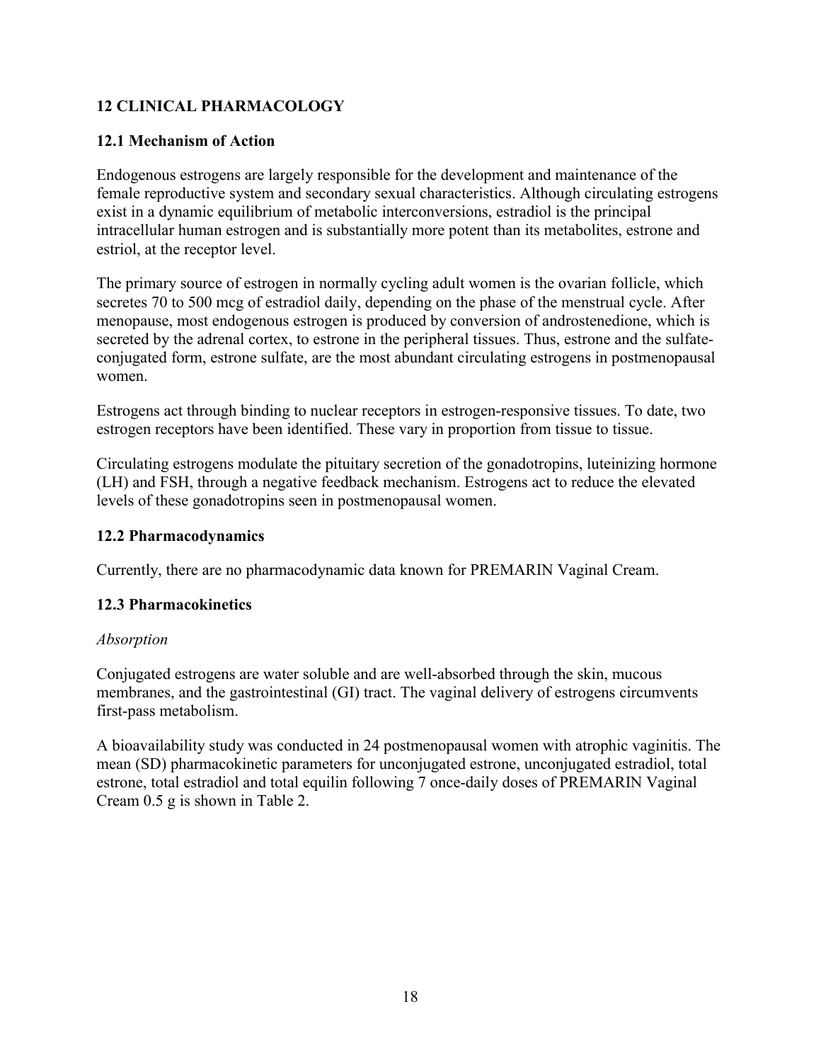## 12 CLINICAL PHARMACOLOGY

### 12.1 Mechanism of Action

Endogenous estrogens are largely responsible for the development and maintenance of the female reproductive system and secondary sexual characteristics. Although circulating estrogens exist in a dynamic equilibrium of metabolic interconversions, estradiol is the principal intracellular human estrogen and is substantially more potent than its metabolites, estrone and estriol, at the receptor level.

The primary source of estrogen in normally cycling adult women is the ovarian follicle, which secretes 70 to 500 mcg of estradiol daily, depending on the phase of the menstrual cycle. After menopause, most endogenous estrogen is produced by conversion of androstenedione, which is secreted by the adrenal cortex, to estrone in the peripheral tissues. Thus, estrone and the sulfate-conjugated form, estrone sulfate, are the most abundant circulating estrogens in postmenopausal women.

Estrogens act through binding to nuclear receptors in estrogen-responsive tissues. To date, two estrogen receptors have been identified. These vary in proportion from tissue to tissue.

Circulating estrogens modulate the pituitary secretion of the gonadotropins, luteinizing hormone (LH) and FSH, through a negative feedback mechanism. Estrogens act to reduce the elevated levels of these gonadotropins seen in postmenopausal women.

### 12.2 Pharmacodynamics

Currently, there are no pharmacodynamic data known for PREMARIN Vaginal Cream.

### 12.3 Pharmacokinetics

*Absorption*

Conjugated estrogens are water soluble and are well-absorbed through the skin, mucous membranes, and the gastrointestinal (GI) tract. The vaginal delivery of estrogens circumvents first-pass metabolism.

A bioavailability study was conducted in 24 postmenopausal women with atrophic vaginitis. The mean (SD) pharmacokinetic parameters for unconjugated estrone, unconjugated estradiol, total estrone, total estradiol and total equilin following 7 once-daily doses of PREMARIN Vaginal Cream 0.5 g is shown in Table 2.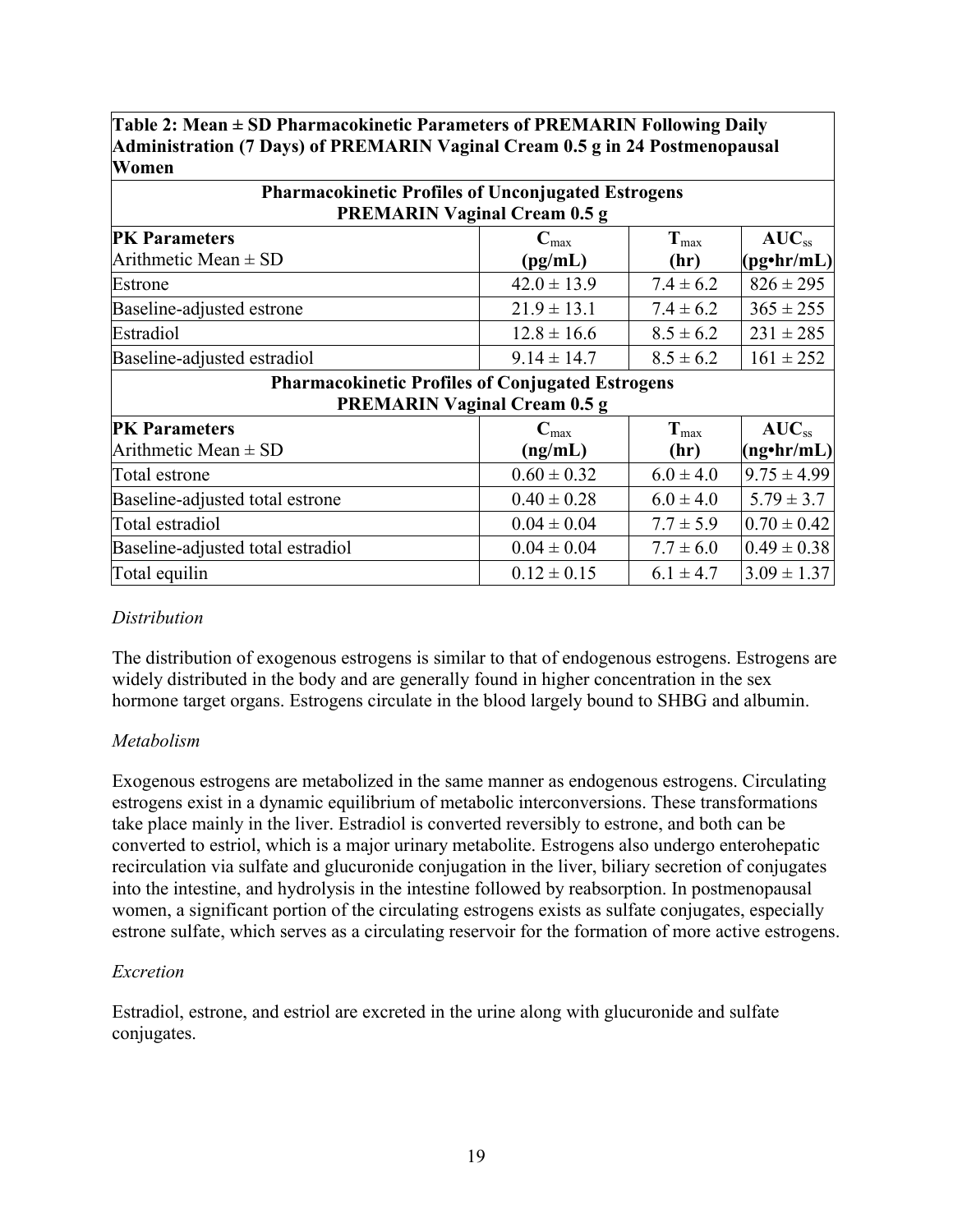| **Table 2: Mean ± SD Pharmacokinetic Parameters of PREMARIN Following Daily Administration (7 Days) of PREMARIN Vaginal Cream 0.5 g in 24 Postmenopausal Women** | | | |
|---|---|---|---|
| **Pharmacokinetic Profiles of Unconjugated Estrogens PREMARIN Vaginal Cream 0.5 g** | | | |
| **PK Parameters** Arithmetic Mean ± SD | $\mathbf{C_{max}}$ **(pg/mL)** | $\mathbf{T_{max}}$ **(hr)** | $\mathbf{AUC_{ss}}$ **(pg•hr/mL)** |
| Estrone | 42.0 ± 13.9 | 7.4 ± 6.2 | 826 ± 295 |
| Baseline-adjusted estrone | 21.9 ± 13.1 | 7.4 ± 6.2 | 365 ± 255 |
| Estradiol | 12.8 ± 16.6 | 8.5 ± 6.2 | 231 ± 285 |
| Baseline-adjusted estradiol | 9.14 ± 14.7 | 8.5 ± 6.2 | 161 ± 252 |
| **Pharmacokinetic Profiles of Conjugated Estrogens PREMARIN Vaginal Cream 0.5 g** | | | |
| **PK Parameters** Arithmetic Mean ± SD | $\mathbf{C_{max}}$ **(ng/mL)** | $\mathbf{T_{max}}$ **(hr)** | $\mathbf{AUC_{ss}}$ **(ng•hr/mL)** |
| Total estrone | 0.60 ± 0.32 | 6.0 ± 4.0 | 9.75 ± 4.99 |
| Baseline-adjusted total estrone | 0.40 ± 0.28 | 6.0 ± 4.0 | 5.79 ± 3.7 |
| Total estradiol | 0.04 ± 0.04 | 7.7 ± 5.9 | 0.70 ± 0.42 |
| Baseline-adjusted total estradiol | 0.04 ± 0.04 | 7.7 ± 6.0 | 0.49 ± 0.38 |
| Total equilin | 0.12 ± 0.15 | 6.1 ± 4.7 | 3.09 ± 1.37 |

*Distribution*

The distribution of exogenous estrogens is similar to that of endogenous estrogens. Estrogens are widely distributed in the body and are generally found in higher concentration in the sex hormone target organs. Estrogens circulate in the blood largely bound to SHBG and albumin.

*Metabolism*

Exogenous estrogens are metabolized in the same manner as endogenous estrogens. Circulating estrogens exist in a dynamic equilibrium of metabolic interconversions. These transformations take place mainly in the liver. Estradiol is converted reversibly to estrone, and both can be converted to estriol, which is a major urinary metabolite. Estrogens also undergo enterohepatic recirculation via sulfate and glucuronide conjugation in the liver, biliary secretion of conjugates into the intestine, and hydrolysis in the intestine followed by reabsorption. In postmenopausal women, a significant portion of the circulating estrogens exists as sulfate conjugates, especially estrone sulfate, which serves as a circulating reservoir for the formation of more active estrogens.

*Excretion*

Estradiol, estrone, and estriol are excreted in the urine along with glucuronide and sulfate conjugates.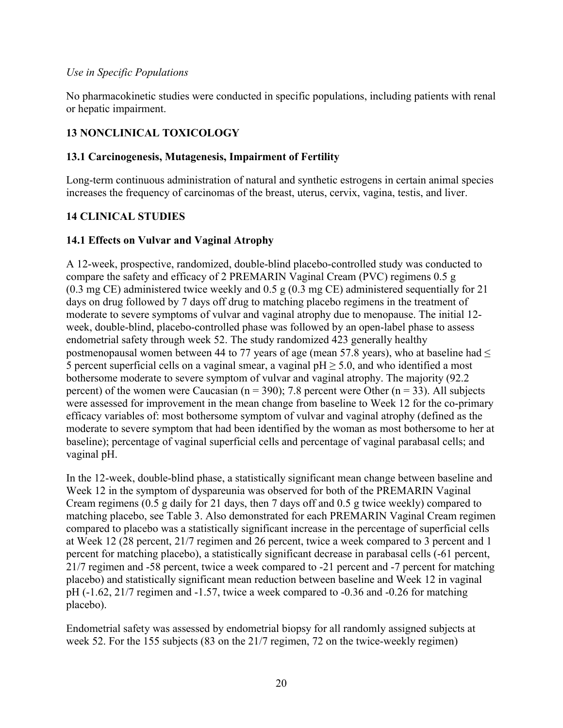*Use in Specific Populations*

No pharmacokinetic studies were conducted in specific populations, including patients with renal or hepatic impairment.

## 13 NONCLINICAL TOXICOLOGY

### 13.1 Carcinogenesis, Mutagenesis, Impairment of Fertility

Long-term continuous administration of natural and synthetic estrogens in certain animal species increases the frequency of carcinomas of the breast, uterus, cervix, vagina, testis, and liver.

## 14 CLINICAL STUDIES

### 14.1 Effects on Vulvar and Vaginal Atrophy

A 12-week, prospective, randomized, double-blind placebo-controlled study was conducted to compare the safety and efficacy of 2 PREMARIN Vaginal Cream (PVC) regimens 0.5 g (0.3 mg CE) administered twice weekly and 0.5 g (0.3 mg CE) administered sequentially for 21 days on drug followed by 7 days off drug to matching placebo regimens in the treatment of moderate to severe symptoms of vulvar and vaginal atrophy due to menopause. The initial 12-week, double-blind, placebo-controlled phase was followed by an open-label phase to assess endometrial safety through week 52. The study randomized 423 generally healthy postmenopausal women between 44 to 77 years of age (mean 57.8 years), who at baseline had ≤ 5 percent superficial cells on a vaginal smear, a vaginal pH ≥ 5.0, and who identified a most bothersome moderate to severe symptom of vulvar and vaginal atrophy. The majority (92.2 percent) of the women were Caucasian (n = 390); 7.8 percent were Other (n = 33). All subjects were assessed for improvement in the mean change from baseline to Week 12 for the co-primary efficacy variables of: most bothersome symptom of vulvar and vaginal atrophy (defined as the moderate to severe symptom that had been identified by the woman as most bothersome to her at baseline); percentage of vaginal superficial cells and percentage of vaginal parabasal cells; and vaginal pH.

In the 12-week, double-blind phase, a statistically significant mean change between baseline and Week 12 in the symptom of dyspareunia was observed for both of the PREMARIN Vaginal Cream regimens (0.5 g daily for 21 days, then 7 days off and 0.5 g twice weekly) compared to matching placebo, see Table 3. Also demonstrated for each PREMARIN Vaginal Cream regimen compared to placebo was a statistically significant increase in the percentage of superficial cells at Week 12 (28 percent, 21/7 regimen and 26 percent, twice a week compared to 3 percent and 1 percent for matching placebo), a statistically significant decrease in parabasal cells (-61 percent, 21/7 regimen and -58 percent, twice a week compared to -21 percent and -7 percent for matching placebo) and statistically significant mean reduction between baseline and Week 12 in vaginal pH (-1.62, 21/7 regimen and -1.57, twice a week compared to -0.36 and -0.26 for matching placebo).

Endometrial safety was assessed by endometrial biopsy for all randomly assigned subjects at week 52. For the 155 subjects (83 on the 21/7 regimen, 72 on the twice-weekly regimen)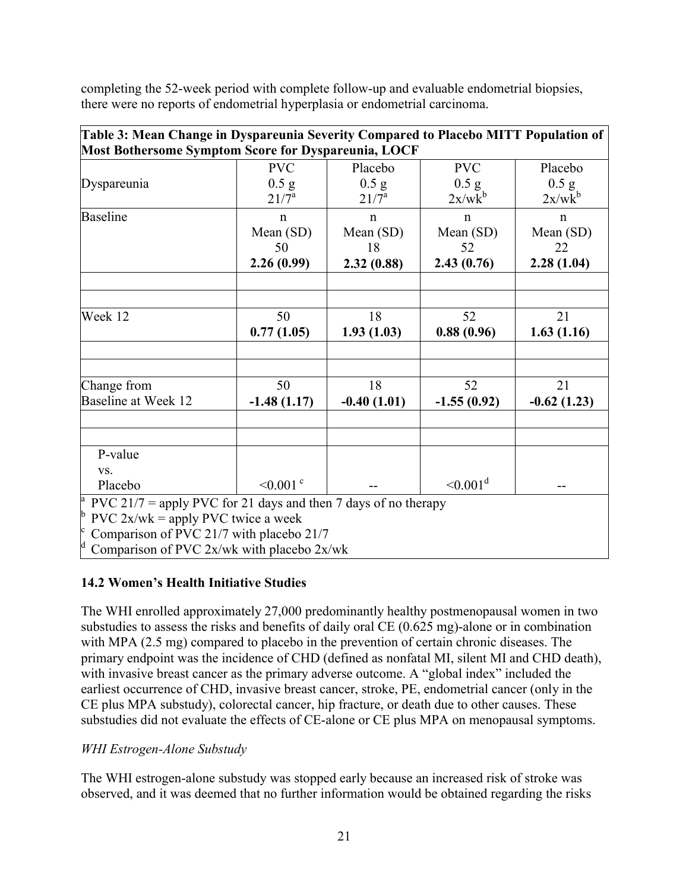completing the 52-week period with complete follow-up and evaluable endometrial biopsies, there were no reports of endometrial hyperplasia or endometrial carcinoma.

**Table 3: Mean Change in Dyspareunia Severity Compared to Placebo MITT Population of Most Bothersome Symptom Score for Dyspareunia, LOCF**

| Dyspareunia | PVC 0.5 g 21/7[a] | Placebo 0.5 g 21/7[a] | PVC 0.5 g 2x/wk[b] | Placebo 0.5 g 2x/wk[b] |
|---|---|---|---|---|
| Baseline | n<br>Mean (SD)<br>50<br>**2.26 (0.99)** | n<br>Mean (SD)<br>18<br>**2.32 (0.88)** | n<br>Mean (SD)<br>52<br>**2.43 (0.76)** | n<br>Mean (SD)<br>22<br>**2.28 (1.04)** |
| | | | | |
| | | | | |
| Week 12 | 50<br>**0.77 (1.05)** | 18<br>**1.93 (1.03)** | 52<br>**0.88 (0.96)** | 21<br>**1.63 (1.16)** |
| | | | | |
| | | | | |
| Change from Baseline at Week 12 | 50<br>**-1.48 (1.17)** | 18<br>**-0.40 (1.01)** | 52<br>**-1.55 (0.92)** | 21<br>**-0.62 (1.23)** |
| | | | | |
| | | | | |
| P-value vs. Placebo | <0.001[c] | -- | <0.001[d] | -- |

[a] PVC 21/7 = apply PVC for 21 days and then 7 days of no therapy
[b] PVC 2x/wk = apply PVC twice a week
[c] Comparison of PVC 21/7 with placebo 21/7
[d] Comparison of PVC 2x/wk with placebo 2x/wk

## 14.2 Women's Health Initiative Studies

The WHI enrolled approximately 27,000 predominantly healthy postmenopausal women in two substudies to assess the risks and benefits of daily oral CE (0.625 mg)-alone or in combination with MPA (2.5 mg) compared to placebo in the prevention of certain chronic diseases. The primary endpoint was the incidence of CHD (defined as nonfatal MI, silent MI and CHD death), with invasive breast cancer as the primary adverse outcome. A "global index" included the earliest occurrence of CHD, invasive breast cancer, stroke, PE, endometrial cancer (only in the CE plus MPA substudy), colorectal cancer, hip fracture, or death due to other causes. These substudies did not evaluate the effects of CE-alone or CE plus MPA on menopausal symptoms.

*WHI Estrogen-Alone Substudy*

The WHI estrogen-alone substudy was stopped early because an increased risk of stroke was observed, and it was deemed that no further information would be obtained regarding the risks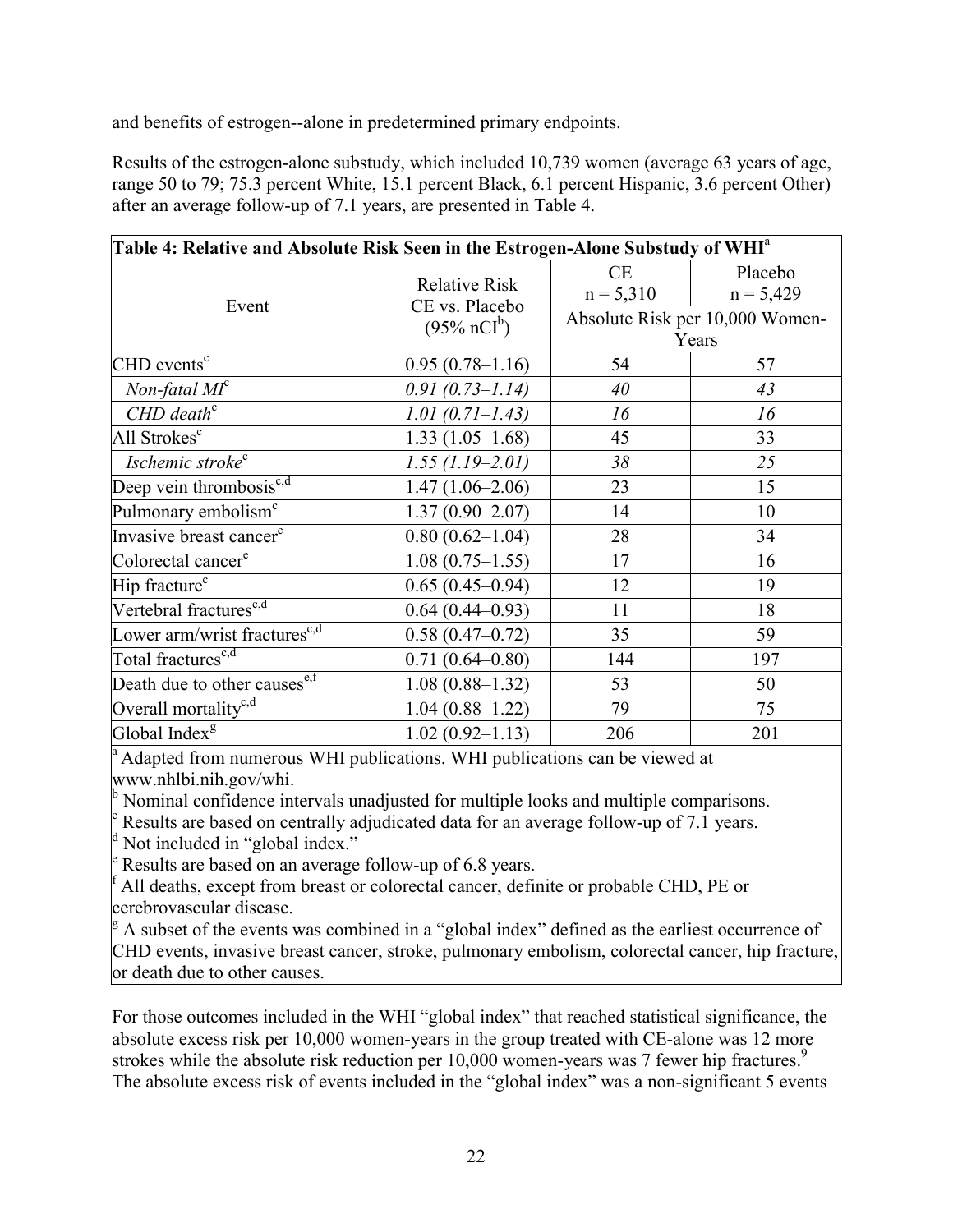and benefits of estrogen--alone in predetermined primary endpoints.

Results of the estrogen-alone substudy, which included 10,739 women (average 63 years of age, range 50 to 79; 75.3 percent White, 15.1 percent Black, 6.1 percent Hispanic, 3.6 percent Other) after an average follow-up of 7.1 years, are presented in Table 4.

| **Table 4: Relative and Absolute Risk Seen in the Estrogen-Alone Substudy of WHI[a]** | | | |
|---|---|---|---|
| Event | Relative Risk CE vs. Placebo (95% nCI[b]) | CE n = 5,310 | Placebo n = 5,429 |
| | | Absolute Risk per 10,000 Women-Years | |
| CHD events[c] | 0.95 (0.78–1.16) | 54 | 57 |
| *Non-fatal MI[c]* | *0.91 (0.73–1.14)* | *40* | *43* |
| *CHD death[c]* | *1.01 (0.71–1.43)* | *16* | *16* |
| All Strokes[c] | 1.33 (1.05–1.68) | 45 | 33 |
| *Ischemic stroke[c]* | *1.55 (1.19–2.01)* | *38* | *25* |
| Deep vein thrombosis[c,d] | 1.47 (1.06–2.06) | 23 | 15 |
| Pulmonary embolism[c] | 1.37 (0.90–2.07) | 14 | 10 |
| Invasive breast cancer[c] | 0.80 (0.62–1.04) | 28 | 34 |
| Colorectal cancer[e] | 1.08 (0.75–1.55) | 17 | 16 |
| Hip fracture[c] | 0.65 (0.45–0.94) | 12 | 19 |
| Vertebral fractures[c,d] | 0.64 (0.44–0.93) | 11 | 18 |
| Lower arm/wrist fractures[c,d] | 0.58 (0.47–0.72) | 35 | 59 |
| Total fractures[c,d] | 0.71 (0.64–0.80) | 144 | 197 |
| Death due to other causes[e,f] | 1.08 (0.88–1.32) | 53 | 50 |
| Overall mortality[c,d] | 1.04 (0.88–1.22) | 79 | 75 |
| Global Index[g] | 1.02 (0.92–1.13) | 206 | 201 |

[a] Adapted from numerous WHI publications. WHI publications can be viewed at www.nhlbi.nih.gov/whi.
[b] Nominal confidence intervals unadjusted for multiple looks and multiple comparisons.
[c] Results are based on centrally adjudicated data for an average follow-up of 7.1 years.
[d] Not included in "global index."
[e] Results are based on an average follow-up of 6.8 years.
[f] All deaths, except from breast or colorectal cancer, definite or probable CHD, PE or cerebrovascular disease.
[g] A subset of the events was combined in a "global index" defined as the earliest occurrence of CHD events, invasive breast cancer, stroke, pulmonary embolism, colorectal cancer, hip fracture, or death due to other causes.

For those outcomes included in the WHI "global index" that reached statistical significance, the absolute excess risk per 10,000 women-years in the group treated with CE-alone was 12 more strokes while the absolute risk reduction per 10,000 women-years was 7 fewer hip fractures.[9] The absolute excess risk of events included in the "global index" was a non-significant 5 events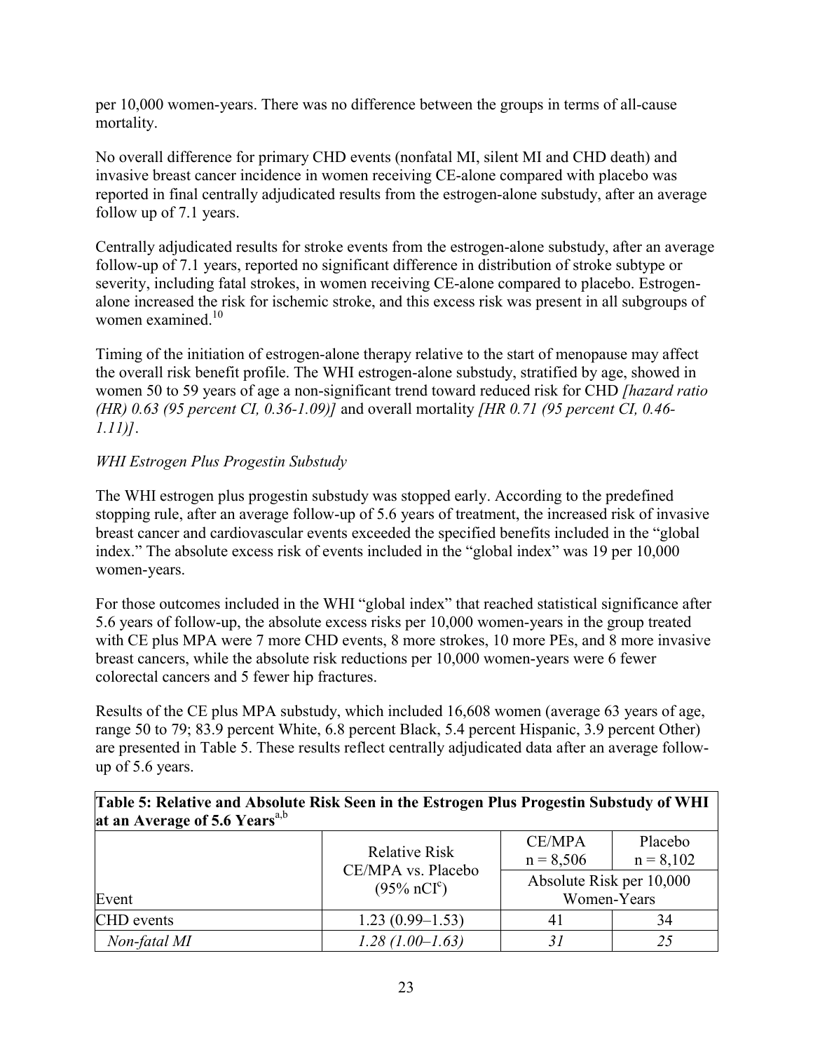per 10,000 women-years. There was no difference between the groups in terms of all-cause mortality.

No overall difference for primary CHD events (nonfatal MI, silent MI and CHD death) and invasive breast cancer incidence in women receiving CE-alone compared with placebo was reported in final centrally adjudicated results from the estrogen-alone substudy, after an average follow up of 7.1 years.

Centrally adjudicated results for stroke events from the estrogen-alone substudy, after an average follow-up of 7.1 years, reported no significant difference in distribution of stroke subtype or severity, including fatal strokes, in women receiving CE-alone compared to placebo. Estrogen-alone increased the risk for ischemic stroke, and this excess risk was present in all subgroups of women examined.[10]

Timing of the initiation of estrogen-alone therapy relative to the start of menopause may affect the overall risk benefit profile. The WHI estrogen-alone substudy, stratified by age, showed in women 50 to 59 years of age a non-significant trend toward reduced risk for CHD *[hazard ratio (HR) 0.63 (95 percent CI, 0.36-1.09)]* and overall mortality *[HR 0.71 (95 percent CI, 0.46-1.11)]*.

*WHI Estrogen Plus Progestin Substudy*

The WHI estrogen plus progestin substudy was stopped early. According to the predefined stopping rule, after an average follow-up of 5.6 years of treatment, the increased risk of invasive breast cancer and cardiovascular events exceeded the specified benefits included in the "global index." The absolute excess risk of events included in the "global index" was 19 per 10,000 women-years.

For those outcomes included in the WHI "global index" that reached statistical significance after 5.6 years of follow-up, the absolute excess risks per 10,000 women-years in the group treated with CE plus MPA were 7 more CHD events, 8 more strokes, 10 more PEs, and 8 more invasive breast cancers, while the absolute risk reductions per 10,000 women-years were 6 fewer colorectal cancers and 5 fewer hip fractures.

Results of the CE plus MPA substudy, which included 16,608 women (average 63 years of age, range 50 to 79; 83.9 percent White, 6.8 percent Black, 5.4 percent Hispanic, 3.9 percent Other) are presented in Table 5. These results reflect centrally adjudicated data after an average follow-up of 5.6 years.

**Table 5: Relative and Absolute Risk Seen in the Estrogen Plus Progestin Substudy of WHI at an Average of 5.6 Years[a,b]**

| Event | Relative Risk CE/MPA vs. Placebo (95% nCI[c]) | CE/MPA n = 8,506 | Placebo n = 8,102 |
|---|---|---|---|
| | | Absolute Risk per 10,000 Women-Years | |
| CHD events | 1.23 (0.99–1.53) | 41 | 34 |
| *Non-fatal MI* | *1.28 (1.00–1.63)* | *31* | *25* |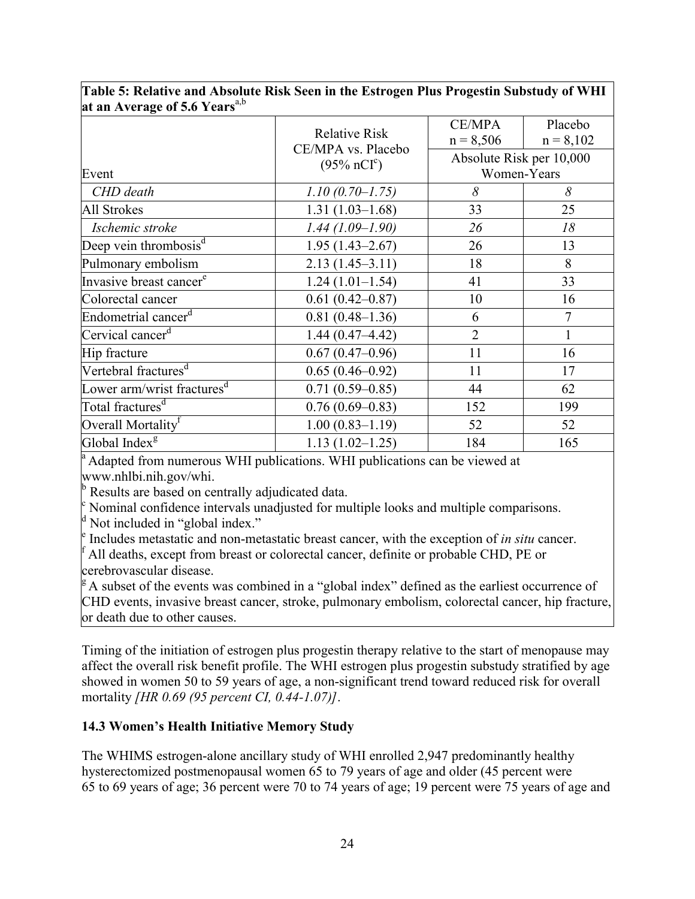**Table 5: Relative and Absolute Risk Seen in the Estrogen Plus Progestin Substudy of WHI at an Average of 5.6 Years**[a,b]

| Event | Relative Risk CE/MPA vs. Placebo (95% nCI[c]) | CE/MPA n = 8,506 | Placebo n = 8,102 |
|---|---|---|---|
| | | Absolute Risk per 10,000 Women-Years | |
| *CHD death* | *1.10 (0.70–1.75)* | *8* | *8* |
| All Strokes | 1.31 (1.03–1.68) | 33 | 25 |
| *Ischemic stroke* | *1.44 (1.09–1.90)* | *26* | *18* |
| Deep vein thrombosis[d] | 1.95 (1.43–2.67) | 26 | 13 |
| Pulmonary embolism | 2.13 (1.45–3.11) | 18 | 8 |
| Invasive breast cancer[e] | 1.24 (1.01–1.54) | 41 | 33 |
| Colorectal cancer | 0.61 (0.42–0.87) | 10 | 16 |
| Endometrial cancer[d] | 0.81 (0.48–1.36) | 6 | 7 |
| Cervical cancer[d] | 1.44 (0.47–4.42) | 2 | 1 |
| Hip fracture | 0.67 (0.47–0.96) | 11 | 16 |
| Vertebral fractures[d] | 0.65 (0.46–0.92) | 11 | 17 |
| Lower arm/wrist fractures[d] | 0.71 (0.59–0.85) | 44 | 62 |
| Total fractures[d] | 0.76 (0.69–0.83) | 152 | 199 |
| Overall Mortality[f] | 1.00 (0.83–1.19) | 52 | 52 |
| Global Index[g] | 1.13 (1.02–1.25) | 184 | 165 |

[a] Adapted from numerous WHI publications. WHI publications can be viewed at www.nhlbi.nih.gov/whi.
[b] Results are based on centrally adjudicated data.
[c] Nominal confidence intervals unadjusted for multiple looks and multiple comparisons.
[d] Not included in "global index."
[e] Includes metastatic and non-metastatic breast cancer, with the exception of *in situ* cancer.
[f] All deaths, except from breast or colorectal cancer, definite or probable CHD, PE or cerebrovascular disease.
[g] A subset of the events was combined in a "global index" defined as the earliest occurrence of CHD events, invasive breast cancer, stroke, pulmonary embolism, colorectal cancer, hip fracture, or death due to other causes.

Timing of the initiation of estrogen plus progestin therapy relative to the start of menopause may affect the overall risk benefit profile. The WHI estrogen plus progestin substudy stratified by age showed in women 50 to 59 years of age, a non-significant trend toward reduced risk for overall mortality *[HR 0.69 (95 percent CI, 0.44-1.07)]*.

### 14.3 Women's Health Initiative Memory Study

The WHIMS estrogen-alone ancillary study of WHI enrolled 2,947 predominantly healthy hysterectomized postmenopausal women 65 to 79 years of age and older (45 percent were 65 to 69 years of age; 36 percent were 70 to 74 years of age; 19 percent were 75 years of age and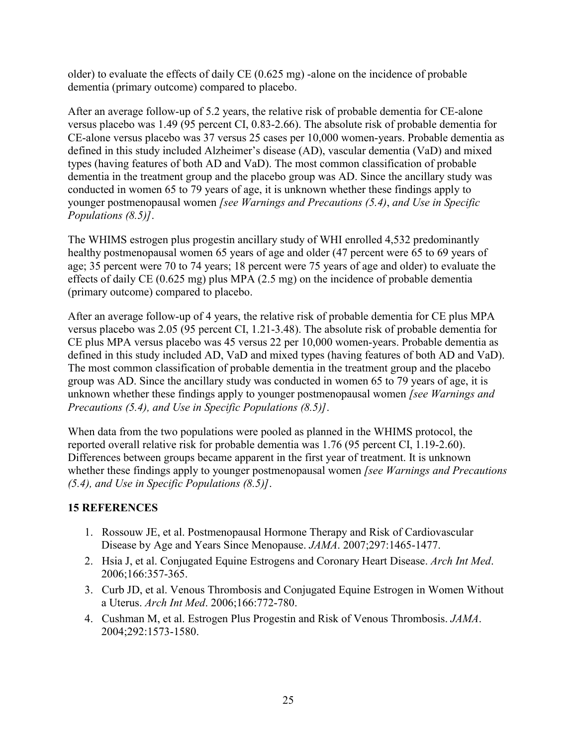older) to evaluate the effects of daily CE (0.625 mg) -alone on the incidence of probable dementia (primary outcome) compared to placebo.

After an average follow-up of 5.2 years, the relative risk of probable dementia for CE-alone versus placebo was 1.49 (95 percent CI, 0.83-2.66). The absolute risk of probable dementia for CE-alone versus placebo was 37 versus 25 cases per 10,000 women-years. Probable dementia as defined in this study included Alzheimer's disease (AD), vascular dementia (VaD) and mixed types (having features of both AD and VaD). The most common classification of probable dementia in the treatment group and the placebo group was AD. Since the ancillary study was conducted in women 65 to 79 years of age, it is unknown whether these findings apply to younger postmenopausal women *[see Warnings and Precautions (5.4), and Use in Specific Populations (8.5)]*.

The WHIMS estrogen plus progestin ancillary study of WHI enrolled 4,532 predominantly healthy postmenopausal women 65 years of age and older (47 percent were 65 to 69 years of age; 35 percent were 70 to 74 years; 18 percent were 75 years of age and older) to evaluate the effects of daily CE (0.625 mg) plus MPA (2.5 mg) on the incidence of probable dementia (primary outcome) compared to placebo.

After an average follow-up of 4 years, the relative risk of probable dementia for CE plus MPA versus placebo was 2.05 (95 percent CI, 1.21-3.48). The absolute risk of probable dementia for CE plus MPA versus placebo was 45 versus 22 per 10,000 women-years. Probable dementia as defined in this study included AD, VaD and mixed types (having features of both AD and VaD). The most common classification of probable dementia in the treatment group and the placebo group was AD. Since the ancillary study was conducted in women 65 to 79 years of age, it is unknown whether these findings apply to younger postmenopausal women *[see Warnings and Precautions (5.4), and Use in Specific Populations (8.5)]*.

When data from the two populations were pooled as planned in the WHIMS protocol, the reported overall relative risk for probable dementia was 1.76 (95 percent CI, 1.19-2.60). Differences between groups became apparent in the first year of treatment. It is unknown whether these findings apply to younger postmenopausal women *[see Warnings and Precautions (5.4), and Use in Specific Populations (8.5)]*.

## 15 REFERENCES

1. Rossouw JE, et al. Postmenopausal Hormone Therapy and Risk of Cardiovascular Disease by Age and Years Since Menopause. *JAMA*. 2007;297:1465-1477.
2. Hsia J, et al. Conjugated Equine Estrogens and Coronary Heart Disease. *Arch Int Med*. 2006;166:357-365.
3. Curb JD, et al. Venous Thrombosis and Conjugated Equine Estrogen in Women Without a Uterus. *Arch Int Med*. 2006;166:772-780.
4. Cushman M, et al. Estrogen Plus Progestin and Risk of Venous Thrombosis. *JAMA*. 2004;292:1573-1580.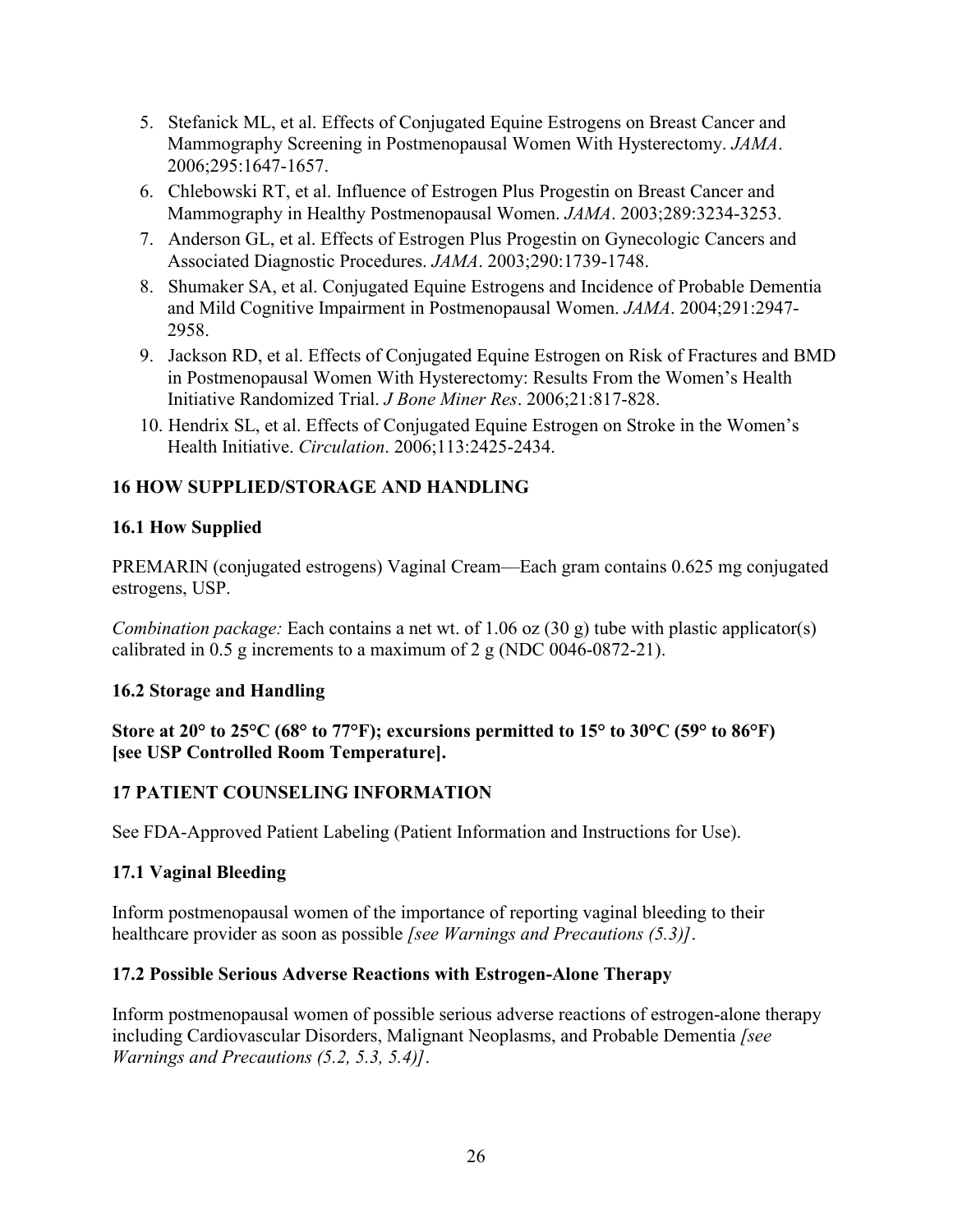5. Stefanick ML, et al. Effects of Conjugated Equine Estrogens on Breast Cancer and Mammography Screening in Postmenopausal Women With Hysterectomy. *JAMA*. 2006;295:1647-1657.
6. Chlebowski RT, et al. Influence of Estrogen Plus Progestin on Breast Cancer and Mammography in Healthy Postmenopausal Women. *JAMA*. 2003;289:3234-3253.
7. Anderson GL, et al. Effects of Estrogen Plus Progestin on Gynecologic Cancers and Associated Diagnostic Procedures. *JAMA*. 2003;290:1739-1748.
8. Shumaker SA, et al. Conjugated Equine Estrogens and Incidence of Probable Dementia and Mild Cognitive Impairment in Postmenopausal Women. *JAMA*. 2004;291:2947-2958.
9. Jackson RD, et al. Effects of Conjugated Equine Estrogen on Risk of Fractures and BMD in Postmenopausal Women With Hysterectomy: Results From the Women's Health Initiative Randomized Trial. *J Bone Miner Res*. 2006;21:817-828.
10. Hendrix SL, et al. Effects of Conjugated Equine Estrogen on Stroke in the Women's Health Initiative. *Circulation*. 2006;113:2425-2434.

## 16 HOW SUPPLIED/STORAGE AND HANDLING

### 16.1 How Supplied

PREMARIN (conjugated estrogens) Vaginal Cream—Each gram contains 0.625 mg conjugated estrogens, USP.

*Combination package:* Each contains a net wt. of 1.06 oz (30 g) tube with plastic applicator(s) calibrated in 0.5 g increments to a maximum of 2 g (NDC 0046-0872-21).

### 16.2 Storage and Handling

**Store at 20° to 25°C (68° to 77°F); excursions permitted to 15° to 30°C (59° to 86°F) [see USP Controlled Room Temperature].**

## 17 PATIENT COUNSELING INFORMATION

See FDA-Approved Patient Labeling (Patient Information and Instructions for Use).

### 17.1 Vaginal Bleeding

Inform postmenopausal women of the importance of reporting vaginal bleeding to their healthcare provider as soon as possible *[see Warnings and Precautions (5.3)]*.

### 17.2 Possible Serious Adverse Reactions with Estrogen-Alone Therapy

Inform postmenopausal women of possible serious adverse reactions of estrogen-alone therapy including Cardiovascular Disorders, Malignant Neoplasms, and Probable Dementia *[see Warnings and Precautions (5.2, 5.3, 5.4)]*.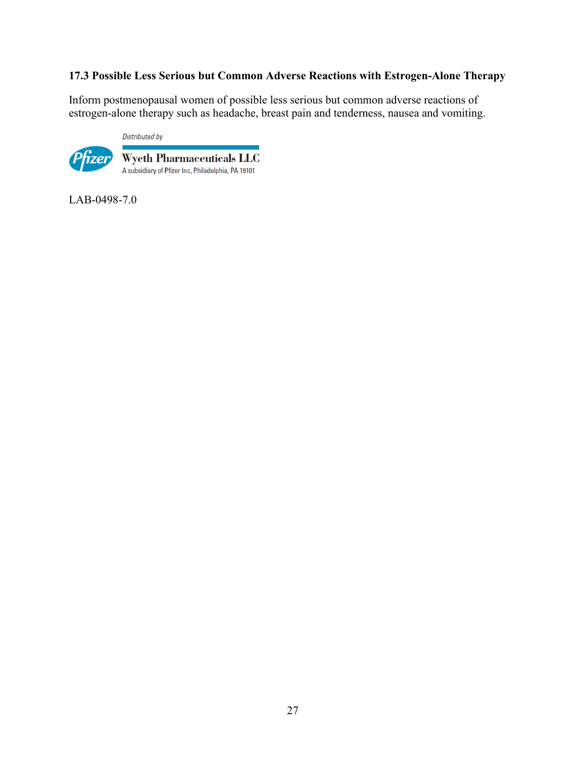### 17.3 Possible Less Serious but Common Adverse Reactions with Estrogen-Alone Therapy

Inform postmenopausal women of possible less serious but common adverse reactions of estrogen-alone therapy such as headache, breast pain and tenderness, nausea and vomiting.

*Distributed by*

Pfizer

**Wyeth Pharmaceuticals LLC**
A subsidiary of Pfizer Inc, Philadelphia, PA 19101

LAB-0498-7.0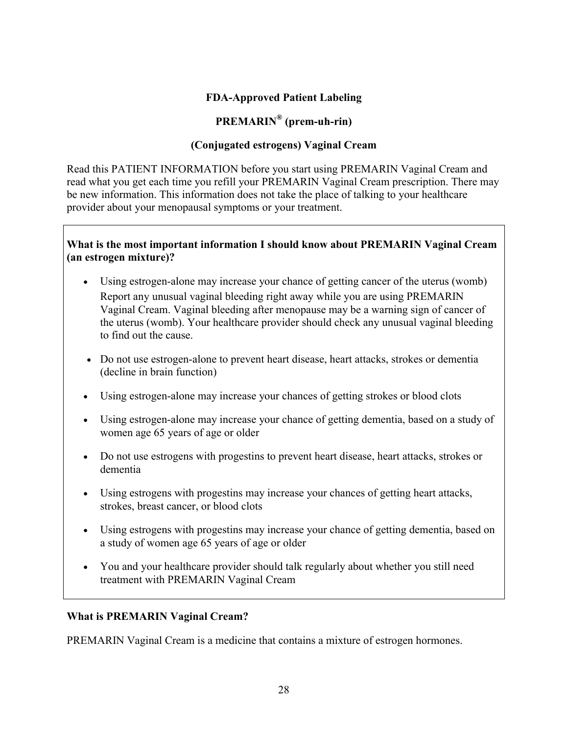**FDA-Approved Patient Labeling**

**PREMARIN® (prem-uh-rin)**

**(Conjugated estrogens) Vaginal Cream**

Read this PATIENT INFORMATION before you start using PREMARIN Vaginal Cream and read what you get each time you refill your PREMARIN Vaginal Cream prescription. There may be new information. This information does not take the place of talking to your healthcare provider about your menopausal symptoms or your treatment.

**What is the most important information I should know about PREMARIN Vaginal Cream (an estrogen mixture)?**

- Using estrogen-alone may increase your chance of getting cancer of the uterus (womb) Report any unusual vaginal bleeding right away while you are using PREMARIN Vaginal Cream. Vaginal bleeding after menopause may be a warning sign of cancer of the uterus (womb). Your healthcare provider should check any unusual vaginal bleeding to find out the cause.
- Do not use estrogen-alone to prevent heart disease, heart attacks, strokes or dementia (decline in brain function)
- Using estrogen-alone may increase your chances of getting strokes or blood clots
- Using estrogen-alone may increase your chance of getting dementia, based on a study of women age 65 years of age or older
- Do not use estrogens with progestins to prevent heart disease, heart attacks, strokes or dementia
- Using estrogens with progestins may increase your chances of getting heart attacks, strokes, breast cancer, or blood clots
- Using estrogens with progestins may increase your chance of getting dementia, based on a study of women age 65 years of age or older
- You and your healthcare provider should talk regularly about whether you still need treatment with PREMARIN Vaginal Cream

**What is PREMARIN Vaginal Cream?**

PREMARIN Vaginal Cream is a medicine that contains a mixture of estrogen hormones.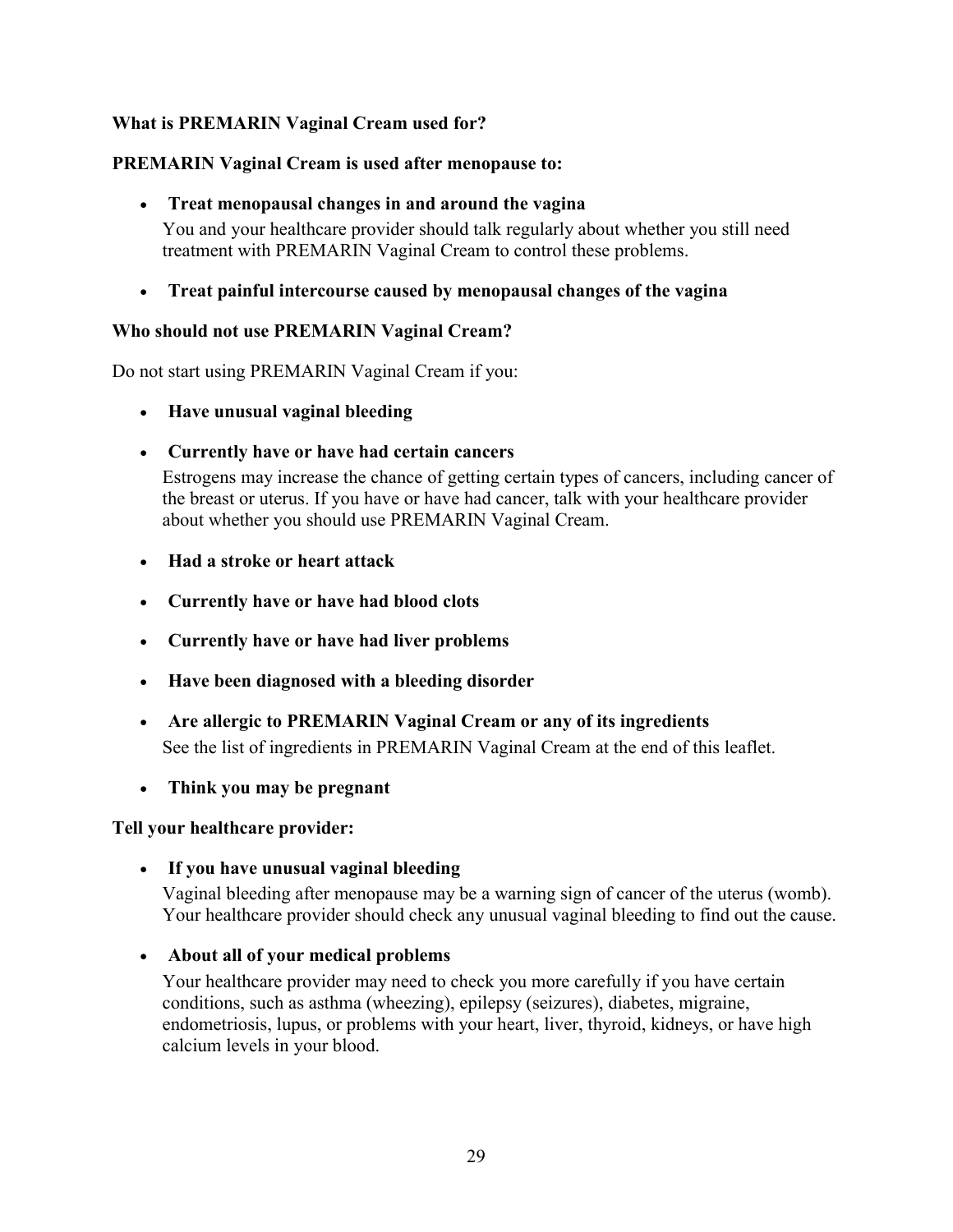**What is PREMARIN Vaginal Cream used for?**

**PREMARIN Vaginal Cream is used after menopause to:**

- **Treat menopausal changes in and around the vagina**
  You and your healthcare provider should talk regularly about whether you still need treatment with PREMARIN Vaginal Cream to control these problems.

- **Treat painful intercourse caused by menopausal changes of the vagina**

**Who should not use PREMARIN Vaginal Cream?**

Do not start using PREMARIN Vaginal Cream if you:

- **Have unusual vaginal bleeding**

- **Currently have or have had certain cancers**
  Estrogens may increase the chance of getting certain types of cancers, including cancer of the breast or uterus. If you have or have had cancer, talk with your healthcare provider about whether you should use PREMARIN Vaginal Cream.

- **Had a stroke or heart attack**

- **Currently have or have had blood clots**

- **Currently have or have had liver problems**

- **Have been diagnosed with a bleeding disorder**

- **Are allergic to PREMARIN Vaginal Cream or any of its ingredients**
  See the list of ingredients in PREMARIN Vaginal Cream at the end of this leaflet.

- **Think you may be pregnant**

**Tell your healthcare provider:**

- **If you have unusual vaginal bleeding**
  Vaginal bleeding after menopause may be a warning sign of cancer of the uterus (womb). Your healthcare provider should check any unusual vaginal bleeding to find out the cause.

- **About all of your medical problems**
  Your healthcare provider may need to check you more carefully if you have certain conditions, such as asthma (wheezing), epilepsy (seizures), diabetes, migraine, endometriosis, lupus, or problems with your heart, liver, thyroid, kidneys, or have high calcium levels in your blood.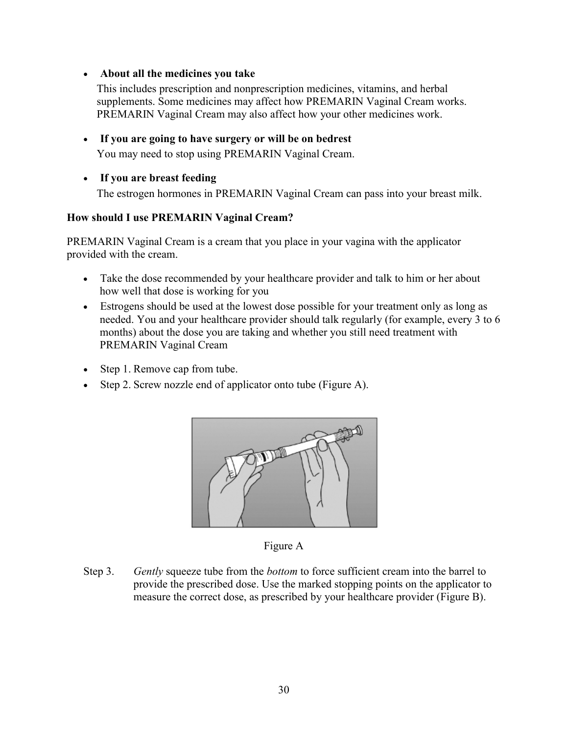- **About all the medicines you take**
  This includes prescription and nonprescription medicines, vitamins, and herbal supplements. Some medicines may affect how PREMARIN Vaginal Cream works. PREMARIN Vaginal Cream may also affect how your other medicines work.

- **If you are going to have surgery or will be on bedrest**
  You may need to stop using PREMARIN Vaginal Cream.

- **If you are breast feeding**
  The estrogen hormones in PREMARIN Vaginal Cream can pass into your breast milk.

**How should I use PREMARIN Vaginal Cream?**

PREMARIN Vaginal Cream is a cream that you place in your vagina with the applicator provided with the cream.

- Take the dose recommended by your healthcare provider and talk to him or her about how well that dose is working for you
- Estrogens should be used at the lowest dose possible for your treatment only as long as needed. You and your healthcare provider should talk regularly (for example, every 3 to 6 months) about the dose you are taking and whether you still need treatment with PREMARIN Vaginal Cream

- Step 1. Remove cap from tube.
- Step 2. Screw nozzle end of applicator onto tube (Figure A).

Figure A

Step 3. *Gently* squeeze tube from the *bottom* to force sufficient cream into the barrel to provide the prescribed dose. Use the marked stopping points on the applicator to measure the correct dose, as prescribed by your healthcare provider (Figure B).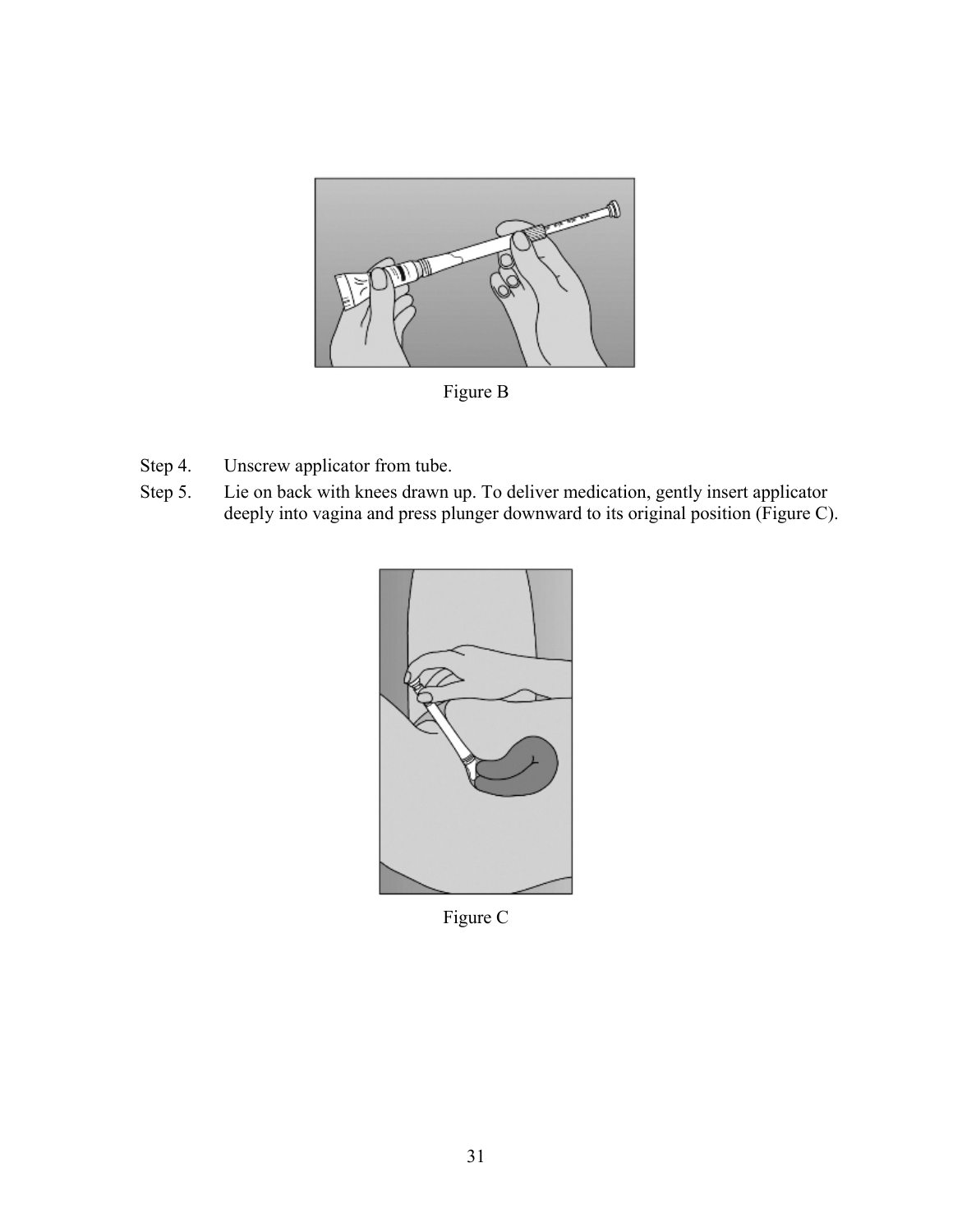Figure B

Step 4. Unscrew applicator from tube.

Step 5. Lie on back with knees drawn up. To deliver medication, gently insert applicator deeply into vagina and press plunger downward to its original position (Figure C).

Figure C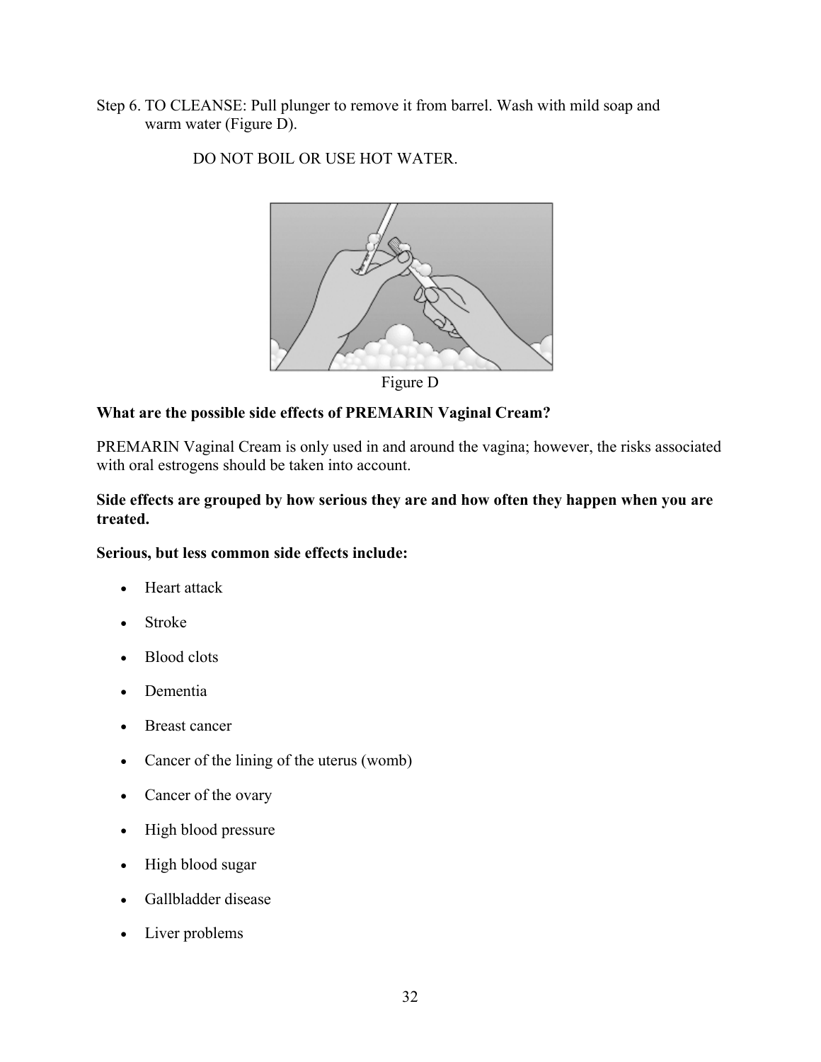Step 6. TO CLEANSE: Pull plunger to remove it from barrel. Wash with mild soap and warm water (Figure D).

DO NOT BOIL OR USE HOT WATER.

Figure D

**What are the possible side effects of PREMARIN Vaginal Cream?**

PREMARIN Vaginal Cream is only used in and around the vagina; however, the risks associated with oral estrogens should be taken into account.

**Side effects are grouped by how serious they are and how often they happen when you are treated.**

**Serious, but less common side effects include:**

- Heart attack
- Stroke
- Blood clots
- Dementia
- Breast cancer
- Cancer of the lining of the uterus (womb)
- Cancer of the ovary
- High blood pressure
- High blood sugar
- Gallbladder disease
- Liver problems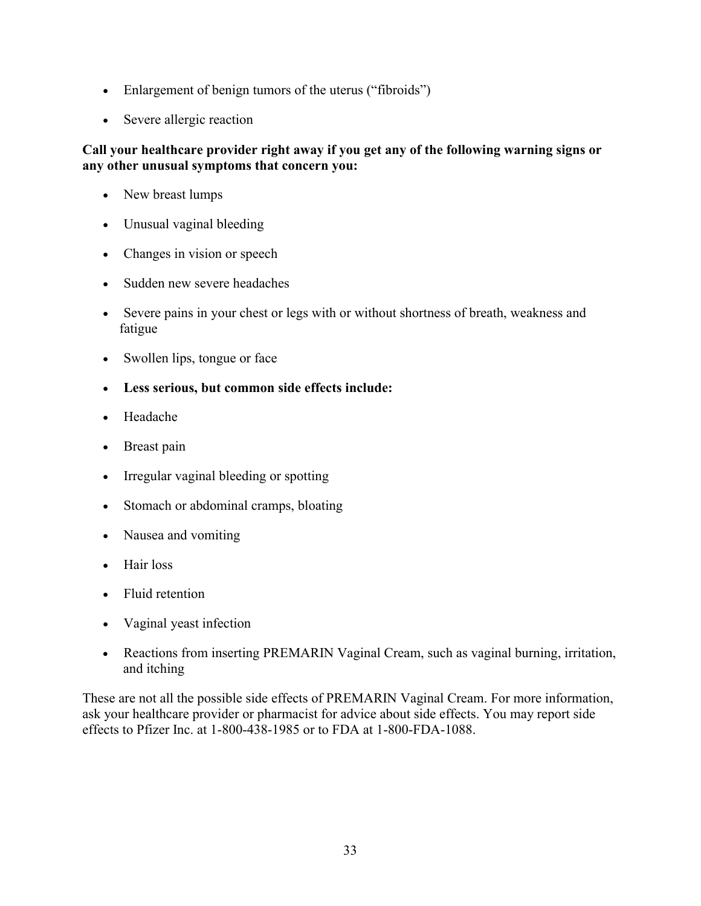- Enlargement of benign tumors of the uterus ("fibroids")
- Severe allergic reaction

**Call your healthcare provider right away if you get any of the following warning signs or any other unusual symptoms that concern you:**

- New breast lumps
- Unusual vaginal bleeding
- Changes in vision or speech
- Sudden new severe headaches
- Severe pains in your chest or legs with or without shortness of breath, weakness and fatigue
- Swollen lips, tongue or face
- **Less serious, but common side effects include:**
- Headache
- Breast pain
- Irregular vaginal bleeding or spotting
- Stomach or abdominal cramps, bloating
- Nausea and vomiting
- Hair loss
- Fluid retention
- Vaginal yeast infection
- Reactions from inserting PREMARIN Vaginal Cream, such as vaginal burning, irritation, and itching

These are not all the possible side effects of PREMARIN Vaginal Cream. For more information, ask your healthcare provider or pharmacist for advice about side effects. You may report side effects to Pfizer Inc. at 1-800-438-1985 or to FDA at 1-800-FDA-1088.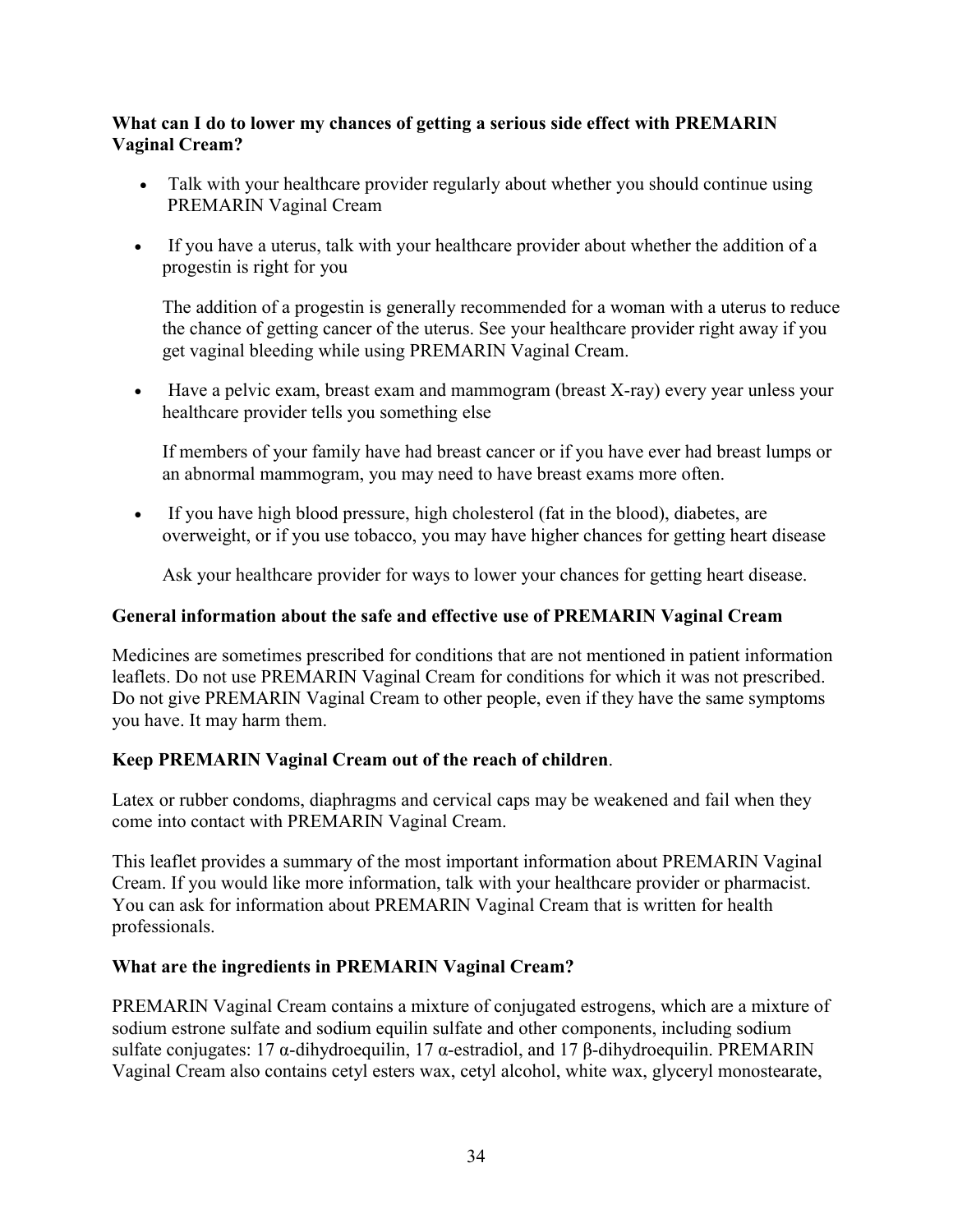**What can I do to lower my chances of getting a serious side effect with PREMARIN Vaginal Cream?**

- Talk with your healthcare provider regularly about whether you should continue using PREMARIN Vaginal Cream
- If you have a uterus, talk with your healthcare provider about whether the addition of a progestin is right for you

  The addition of a progestin is generally recommended for a woman with a uterus to reduce the chance of getting cancer of the uterus. See your healthcare provider right away if you get vaginal bleeding while using PREMARIN Vaginal Cream.

- Have a pelvic exam, breast exam and mammogram (breast X-ray) every year unless your healthcare provider tells you something else

  If members of your family have had breast cancer or if you have ever had breast lumps or an abnormal mammogram, you may need to have breast exams more often.

- If you have high blood pressure, high cholesterol (fat in the blood), diabetes, are overweight, or if you use tobacco, you may have higher chances for getting heart disease

  Ask your healthcare provider for ways to lower your chances for getting heart disease.

**General information about the safe and effective use of PREMARIN Vaginal Cream**

Medicines are sometimes prescribed for conditions that are not mentioned in patient information leaflets. Do not use PREMARIN Vaginal Cream for conditions for which it was not prescribed. Do not give PREMARIN Vaginal Cream to other people, even if they have the same symptoms you have. It may harm them.

**Keep PREMARIN Vaginal Cream out of the reach of children**.

Latex or rubber condoms, diaphragms and cervical caps may be weakened and fail when they come into contact with PREMARIN Vaginal Cream.

This leaflet provides a summary of the most important information about PREMARIN Vaginal Cream. If you would like more information, talk with your healthcare provider or pharmacist. You can ask for information about PREMARIN Vaginal Cream that is written for health professionals.

**What are the ingredients in PREMARIN Vaginal Cream?**

PREMARIN Vaginal Cream contains a mixture of conjugated estrogens, which are a mixture of sodium estrone sulfate and sodium equilin sulfate and other components, including sodium sulfate conjugates: 17 α-dihydroequilin, 17 α-estradiol, and 17 β-dihydroequilin. PREMARIN Vaginal Cream also contains cetyl esters wax, cetyl alcohol, white wax, glyceryl monostearate,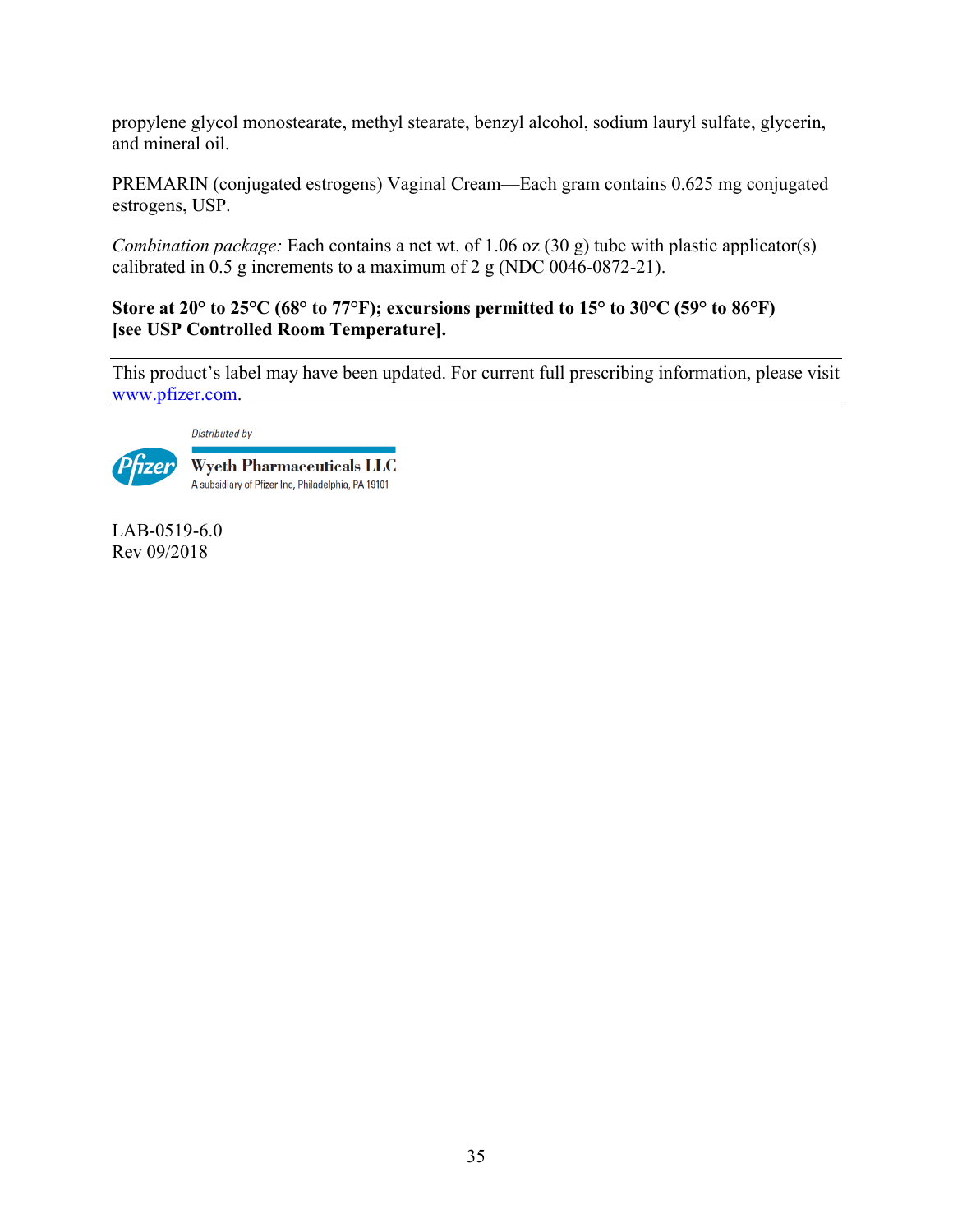propylene glycol monostearate, methyl stearate, benzyl alcohol, sodium lauryl sulfate, glycerin, and mineral oil.

PREMARIN (conjugated estrogens) Vaginal Cream—Each gram contains 0.625 mg conjugated estrogens, USP.

*Combination package:* Each contains a net wt. of 1.06 oz (30 g) tube with plastic applicator(s) calibrated in 0.5 g increments to a maximum of 2 g (NDC 0046-0872-21).

**Store at 20° to 25°C (68° to 77°F); excursions permitted to 15° to 30°C (59° to 86°F) [see USP Controlled Room Temperature].**

---

This product's label may have been updated. For current full prescribing information, please visit www.pfizer.com.

---

Distributed by

Pfizer

Wyeth Pharmaceuticals LLC
A subsidiary of Pfizer Inc, Philadelphia, PA 19101

LAB-0519-6.0
Rev 09/2018